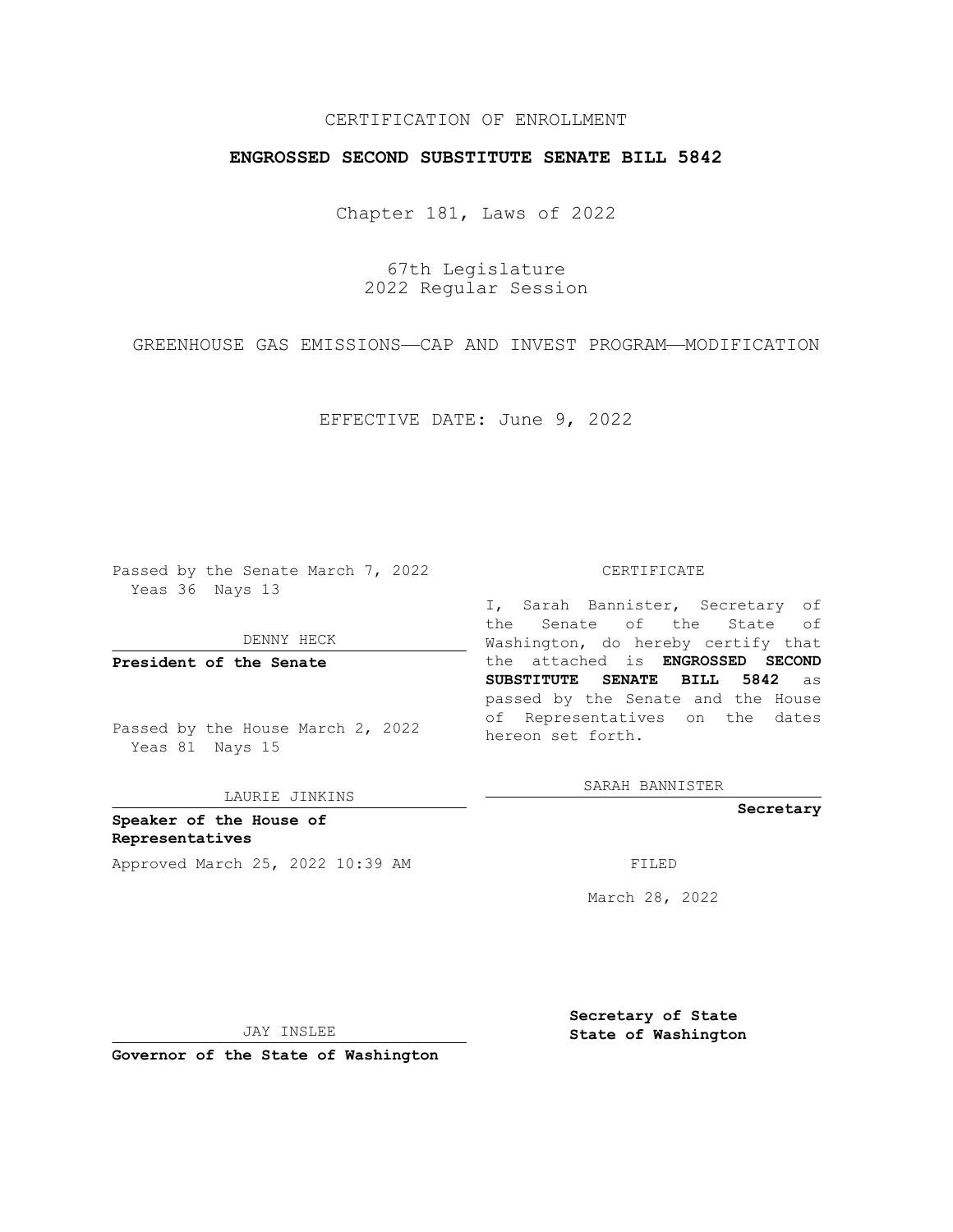CERTIFICATION OF ENROLLMENT

**ENGROSSED SECOND SUBSTITUTE SENATE BILL 5842**

Chapter 181, Laws of 2022

67th Legislature
2022 Regular Session

GREENHOUSE GAS EMISSIONS—CAP AND INVEST PROGRAM—MODIFICATION

EFFECTIVE DATE: June 9, 2022

Passed by the Senate March 7, 2022
Yeas 36 Nays 13

DENNY HECK

**President of the Senate**

Passed by the House March 2, 2022
Yeas 81 Nays 15

LAURIE JINKINS

**Speaker of the House of Representatives**

Approved March 25, 2022 10:39 AM

JAY INSLEE

**Governor of the State of Washington**

CERTIFICATE

I, Sarah Bannister, Secretary of the Senate of the State of Washington, do hereby certify that the attached is **ENGROSSED SECOND SUBSTITUTE SENATE BILL 5842** as passed by the Senate and the House of Representatives on the dates hereon set forth.

SARAH BANNISTER

**Secretary**

FILED

March 28, 2022

**Secretary of State State of Washington**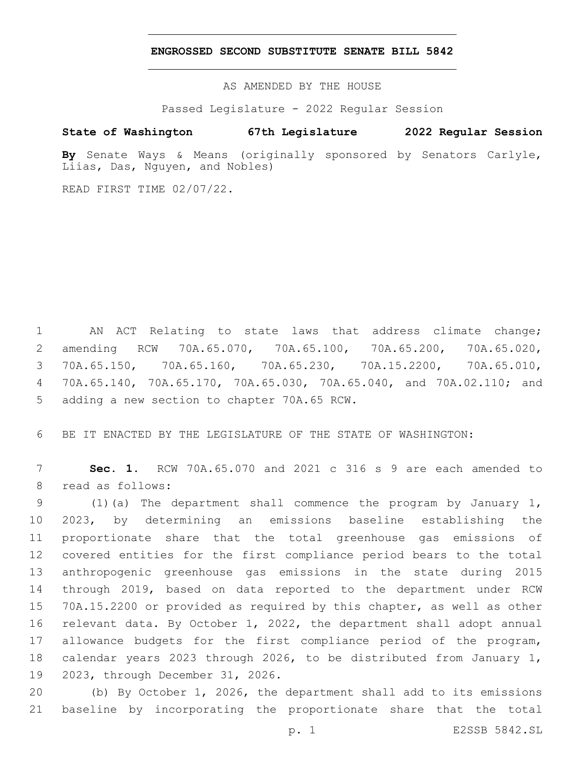# ENGROSSED SECOND SUBSTITUTE SENATE BILL 5842

AS AMENDED BY THE HOUSE

Passed Legislature - 2022 Regular Session

**State of Washington 67th Legislature 2022 Regular Session**

**By** Senate Ways & Means (originally sponsored by Senators Carlyle, Liias, Das, Nguyen, and Nobles)

READ FIRST TIME 02/07/22.

AN ACT Relating to state laws that address climate change; amending RCW 70A.65.070, 70A.65.100, 70A.65.200, 70A.65.020, 70A.65.150, 70A.65.160, 70A.65.230, 70A.15.2200, 70A.65.010, 70A.65.140, 70A.65.170, 70A.65.030, 70A.65.040, and 70A.02.110; and adding a new section to chapter 70A.65 RCW.

BE IT ENACTED BY THE LEGISLATURE OF THE STATE OF WASHINGTON:

**Sec. 1.** RCW 70A.65.070 and 2021 c 316 s 9 are each amended to read as follows:

(1)(a) The department shall commence the program by January 1, 2023, by determining an emissions baseline establishing the proportionate share that the total greenhouse gas emissions of covered entities for the first compliance period bears to the total anthropogenic greenhouse gas emissions in the state during 2015 through 2019, based on data reported to the department under RCW 70A.15.2200 or provided as required by this chapter, as well as other relevant data. By October 1, 2022, the department shall adopt annual allowance budgets for the first compliance period of the program, calendar years 2023 through 2026, to be distributed from January 1, 2023, through December 31, 2026.

(b) By October 1, 2026, the department shall add to its emissions baseline by incorporating the proportionate share that the total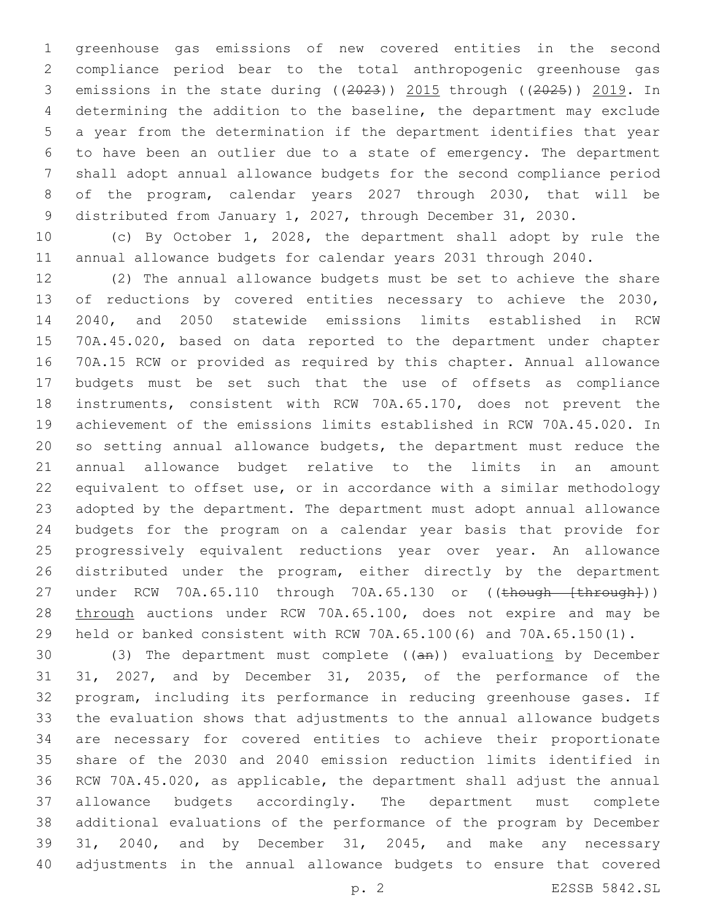greenhouse gas emissions of new covered entities in the second compliance period bear to the total anthropogenic greenhouse gas emissions in the state during ((~~2023~~)) <u>2015</u> through ((~~2025~~)) <u>2019</u>. In determining the addition to the baseline, the department may exclude a year from the determination if the department identifies that year to have been an outlier due to a state of emergency. The department shall adopt annual allowance budgets for the second compliance period of the program, calendar years 2027 through 2030, that will be distributed from January 1, 2027, through December 31, 2030.

(c) By October 1, 2028, the department shall adopt by rule the annual allowance budgets for calendar years 2031 through 2040.

(2) The annual allowance budgets must be set to achieve the share of reductions by covered entities necessary to achieve the 2030, 2040, and 2050 statewide emissions limits established in RCW 70A.45.020, based on data reported to the department under chapter 70A.15 RCW or provided as required by this chapter. Annual allowance budgets must be set such that the use of offsets as compliance instruments, consistent with RCW 70A.65.170, does not prevent the achievement of the emissions limits established in RCW 70A.45.020. In so setting annual allowance budgets, the department must reduce the annual allowance budget relative to the limits in an amount equivalent to offset use, or in accordance with a similar methodology adopted by the department. The department must adopt annual allowance budgets for the program on a calendar year basis that provide for progressively equivalent reductions year over year. An allowance distributed under the program, either directly by the department under RCW 70A.65.110 through 70A.65.130 or ((~~though [through]~~)) <u>through</u> auctions under RCW 70A.65.100, does not expire and may be held or banked consistent with RCW 70A.65.100(6) and 70A.65.150(1).

(3) The department must complete ((~~an~~)) evaluation<u>s</u> by December 31, 2027, and by December 31, 2035, of the performance of the program, including its performance in reducing greenhouse gases. If the evaluation shows that adjustments to the annual allowance budgets are necessary for covered entities to achieve their proportionate share of the 2030 and 2040 emission reduction limits identified in RCW 70A.45.020, as applicable, the department shall adjust the annual allowance budgets accordingly. The department must complete additional evaluations of the performance of the program by December 31, 2040, and by December 31, 2045, and make any necessary adjustments in the annual allowance budgets to ensure that covered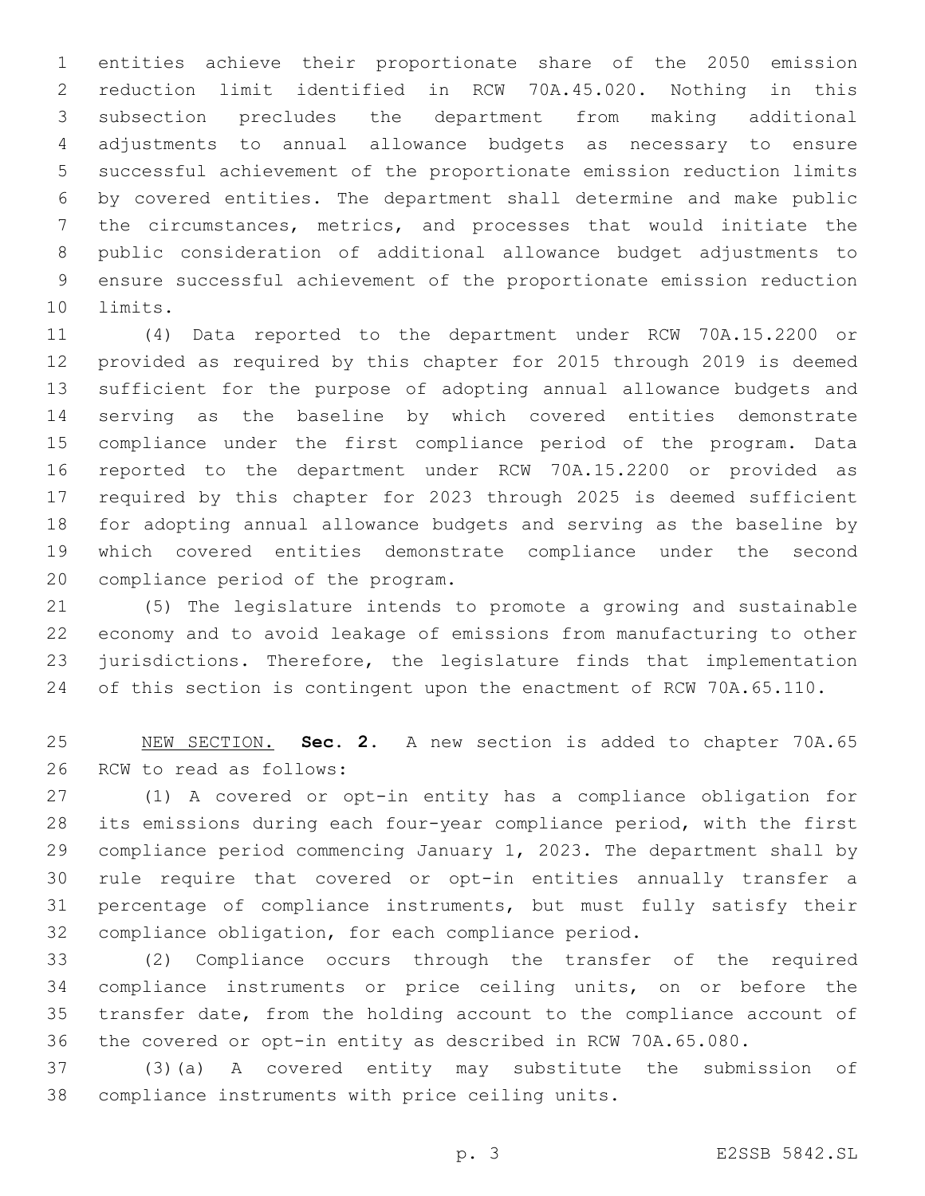entities achieve their proportionate share of the 2050 emission reduction limit identified in RCW 70A.45.020. Nothing in this subsection precludes the department from making additional adjustments to annual allowance budgets as necessary to ensure successful achievement of the proportionate emission reduction limits by covered entities. The department shall determine and make public the circumstances, metrics, and processes that would initiate the public consideration of additional allowance budget adjustments to ensure successful achievement of the proportionate emission reduction limits.

(4) Data reported to the department under RCW 70A.15.2200 or provided as required by this chapter for 2015 through 2019 is deemed sufficient for the purpose of adopting annual allowance budgets and serving as the baseline by which covered entities demonstrate compliance under the first compliance period of the program. Data reported to the department under RCW 70A.15.2200 or provided as required by this chapter for 2023 through 2025 is deemed sufficient for adopting annual allowance budgets and serving as the baseline by which covered entities demonstrate compliance under the second compliance period of the program.

(5) The legislature intends to promote a growing and sustainable economy and to avoid leakage of emissions from manufacturing to other jurisdictions. Therefore, the legislature finds that implementation of this section is contingent upon the enactment of RCW 70A.65.110.

NEW SECTION. **Sec. 2.** A new section is added to chapter 70A.65 RCW to read as follows:

(1) A covered or opt-in entity has a compliance obligation for its emissions during each four-year compliance period, with the first compliance period commencing January 1, 2023. The department shall by rule require that covered or opt-in entities annually transfer a percentage of compliance instruments, but must fully satisfy their compliance obligation, for each compliance period.

(2) Compliance occurs through the transfer of the required compliance instruments or price ceiling units, on or before the transfer date, from the holding account to the compliance account of the covered or opt-in entity as described in RCW 70A.65.080.

(3)(a) A covered entity may substitute the submission of compliance instruments with price ceiling units.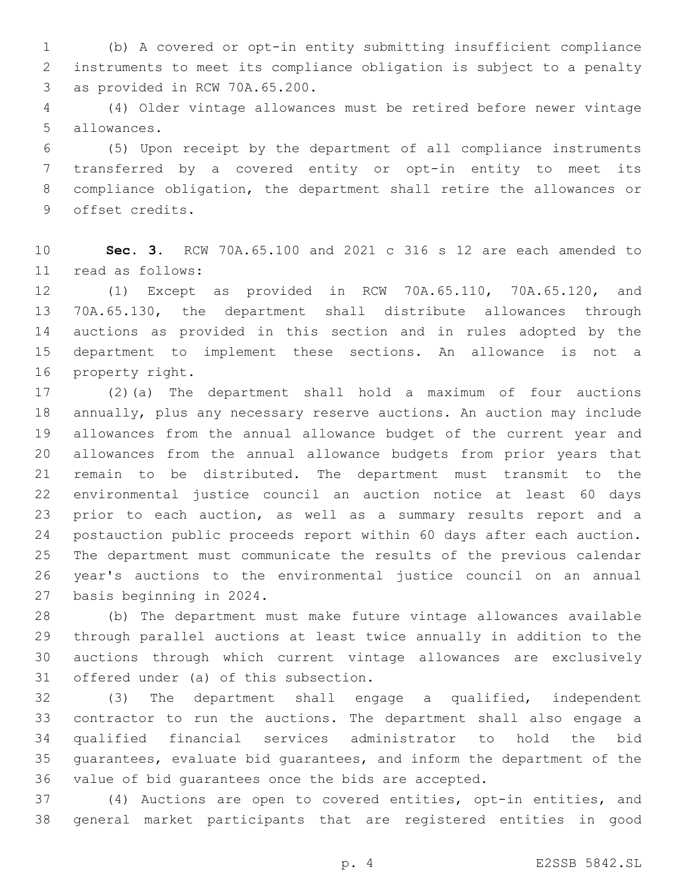(b) A covered or opt-in entity submitting insufficient compliance instruments to meet its compliance obligation is subject to a penalty as provided in RCW 70A.65.200.

(4) Older vintage allowances must be retired before newer vintage allowances.

(5) Upon receipt by the department of all compliance instruments transferred by a covered entity or opt-in entity to meet its compliance obligation, the department shall retire the allowances or offset credits.

**Sec. 3.** RCW 70A.65.100 and 2021 c 316 s 12 are each amended to read as follows:

(1) Except as provided in RCW 70A.65.110, 70A.65.120, and 70A.65.130, the department shall distribute allowances through auctions as provided in this section and in rules adopted by the department to implement these sections. An allowance is not a property right.

(2)(a) The department shall hold a maximum of four auctions annually, plus any necessary reserve auctions. An auction may include allowances from the annual allowance budget of the current year and allowances from the annual allowance budgets from prior years that remain to be distributed. The department must transmit to the environmental justice council an auction notice at least 60 days prior to each auction, as well as a summary results report and a postauction public proceeds report within 60 days after each auction. The department must communicate the results of the previous calendar year's auctions to the environmental justice council on an annual basis beginning in 2024.

(b) The department must make future vintage allowances available through parallel auctions at least twice annually in addition to the auctions through which current vintage allowances are exclusively offered under (a) of this subsection.

(3) The department shall engage a qualified, independent contractor to run the auctions. The department shall also engage a qualified financial services administrator to hold the bid guarantees, evaluate bid guarantees, and inform the department of the value of bid guarantees once the bids are accepted.

(4) Auctions are open to covered entities, opt-in entities, and general market participants that are registered entities in good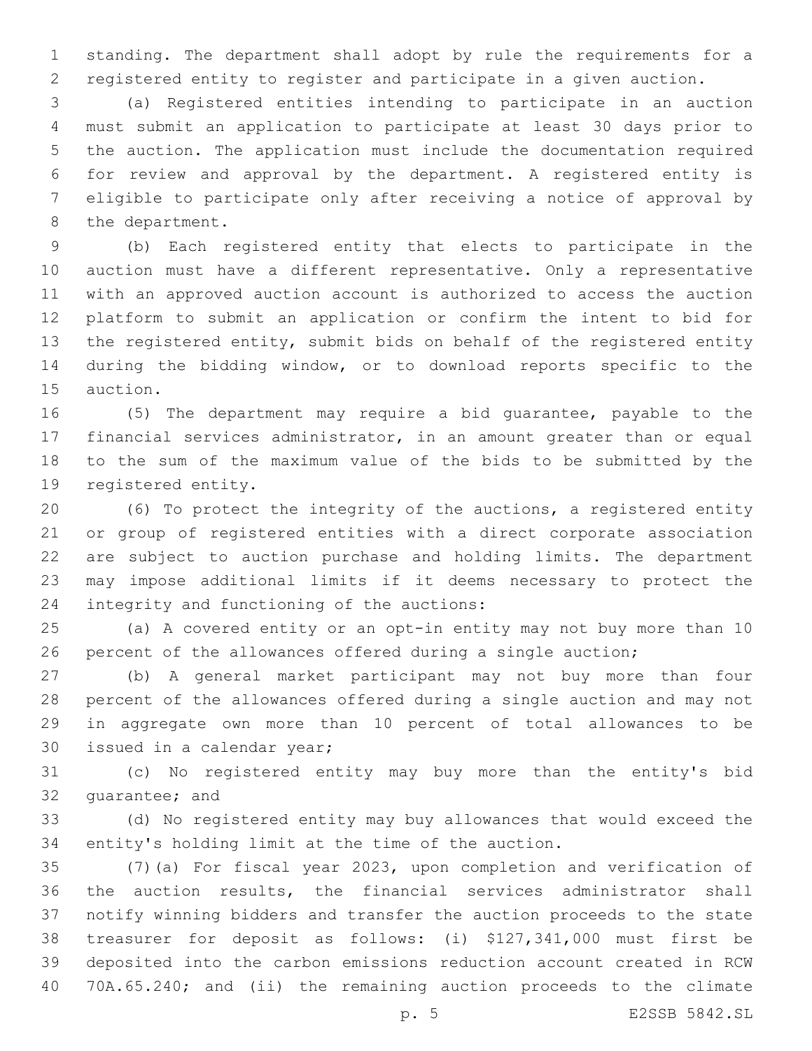standing. The department shall adopt by rule the requirements for a registered entity to register and participate in a given auction.

(a) Registered entities intending to participate in an auction must submit an application to participate at least 30 days prior to the auction. The application must include the documentation required for review and approval by the department. A registered entity is eligible to participate only after receiving a notice of approval by the department.

(b) Each registered entity that elects to participate in the auction must have a different representative. Only a representative with an approved auction account is authorized to access the auction platform to submit an application or confirm the intent to bid for the registered entity, submit bids on behalf of the registered entity during the bidding window, or to download reports specific to the auction.

(5) The department may require a bid guarantee, payable to the financial services administrator, in an amount greater than or equal to the sum of the maximum value of the bids to be submitted by the registered entity.

(6) To protect the integrity of the auctions, a registered entity or group of registered entities with a direct corporate association are subject to auction purchase and holding limits. The department may impose additional limits if it deems necessary to protect the integrity and functioning of the auctions:

(a) A covered entity or an opt-in entity may not buy more than 10 percent of the allowances offered during a single auction;

(b) A general market participant may not buy more than four percent of the allowances offered during a single auction and may not in aggregate own more than 10 percent of total allowances to be issued in a calendar year;

(c) No registered entity may buy more than the entity's bid guarantee; and

(d) No registered entity may buy allowances that would exceed the entity's holding limit at the time of the auction.

(7)(a) For fiscal year 2023, upon completion and verification of the auction results, the financial services administrator shall notify winning bidders and transfer the auction proceeds to the state treasurer for deposit as follows: (i) $127,341,000 must first be deposited into the carbon emissions reduction account created in RCW 70A.65.240; and (ii) the remaining auction proceeds to the climate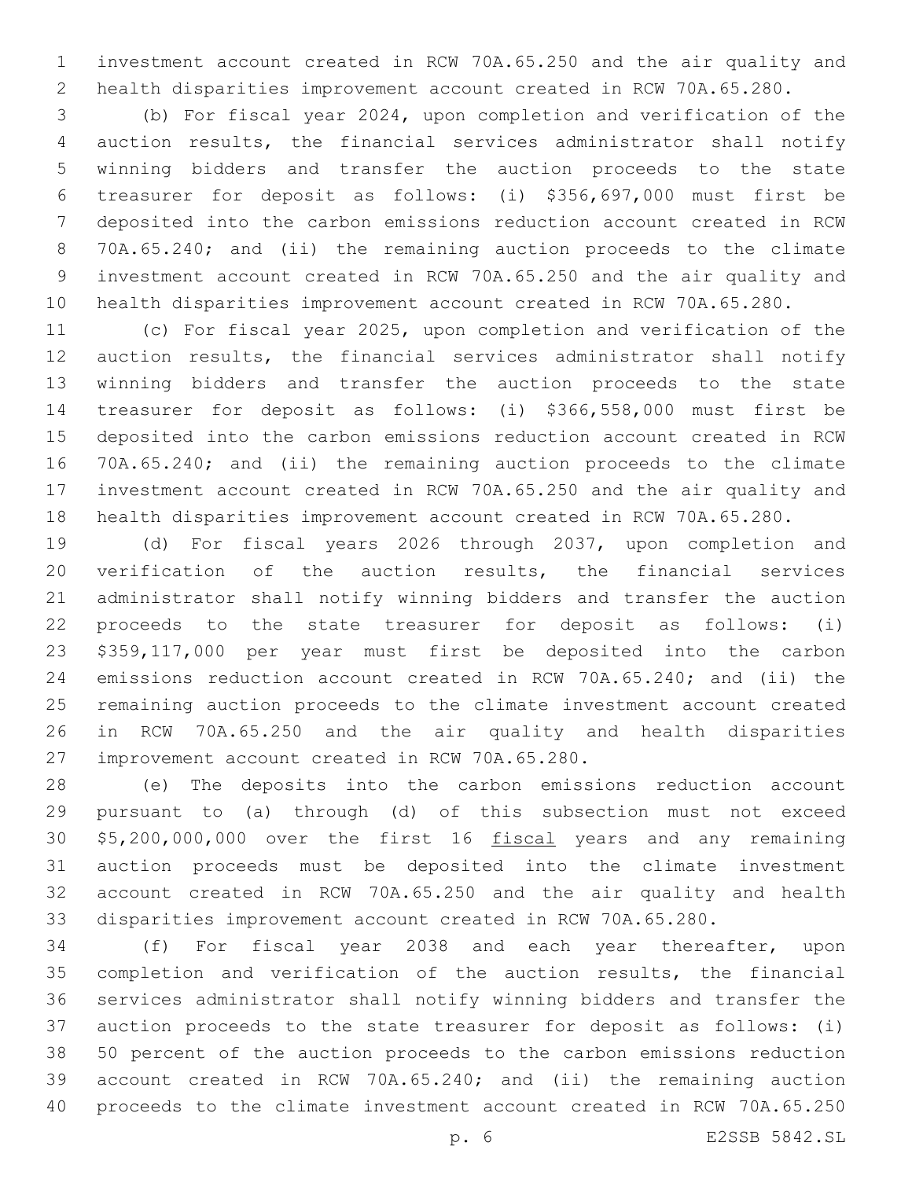investment account created in RCW 70A.65.250 and the air quality and health disparities improvement account created in RCW 70A.65.280.

(b) For fiscal year 2024, upon completion and verification of the auction results, the financial services administrator shall notify winning bidders and transfer the auction proceeds to the state treasurer for deposit as follows: (i) $356,697,000 must first be deposited into the carbon emissions reduction account created in RCW 70A.65.240; and (ii) the remaining auction proceeds to the climate investment account created in RCW 70A.65.250 and the air quality and health disparities improvement account created in RCW 70A.65.280.

(c) For fiscal year 2025, upon completion and verification of the auction results, the financial services administrator shall notify winning bidders and transfer the auction proceeds to the state treasurer for deposit as follows: (i) $366,558,000 must first be deposited into the carbon emissions reduction account created in RCW 70A.65.240; and (ii) the remaining auction proceeds to the climate investment account created in RCW 70A.65.250 and the air quality and health disparities improvement account created in RCW 70A.65.280.

(d) For fiscal years 2026 through 2037, upon completion and verification of the auction results, the financial services administrator shall notify winning bidders and transfer the auction proceeds to the state treasurer for deposit as follows: (i) $359,117,000 per year must first be deposited into the carbon emissions reduction account created in RCW 70A.65.240; and (ii) the remaining auction proceeds to the climate investment account created in RCW 70A.65.250 and the air quality and health disparities improvement account created in RCW 70A.65.280.

(e) The deposits into the carbon emissions reduction account pursuant to (a) through (d) of this subsection must not exceed $5,200,000,000 over the first 16 <u>fiscal</u> years and any remaining auction proceeds must be deposited into the climate investment account created in RCW 70A.65.250 and the air quality and health disparities improvement account created in RCW 70A.65.280.

(f) For fiscal year 2038 and each year thereafter, upon completion and verification of the auction results, the financial services administrator shall notify winning bidders and transfer the auction proceeds to the state treasurer for deposit as follows: (i) 50 percent of the auction proceeds to the carbon emissions reduction account created in RCW 70A.65.240; and (ii) the remaining auction proceeds to the climate investment account created in RCW 70A.65.250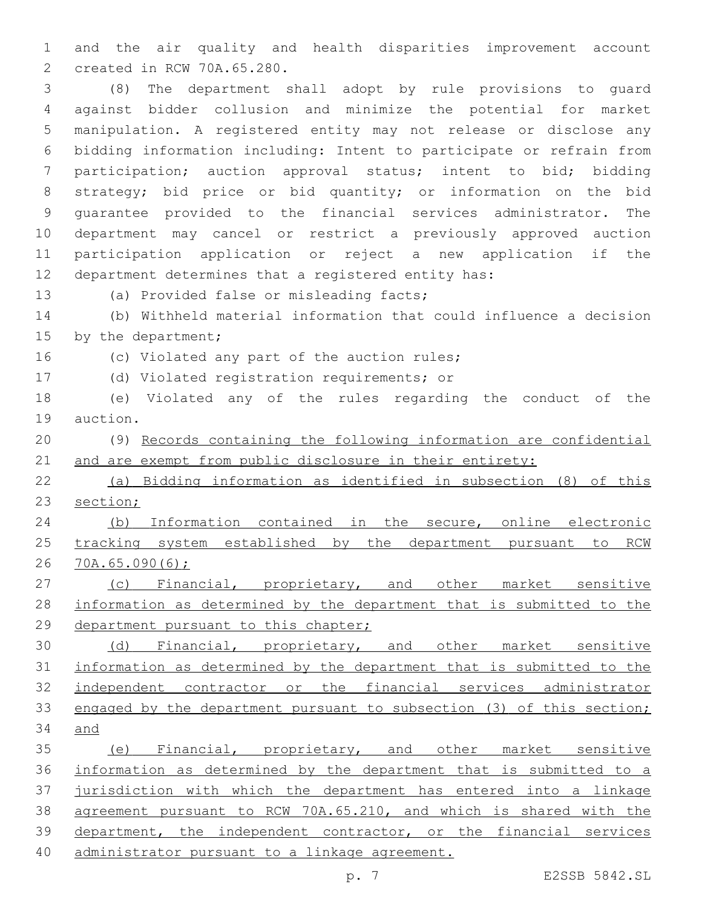and the air quality and health disparities improvement account created in RCW 70A.65.280.

(8) The department shall adopt by rule provisions to guard against bidder collusion and minimize the potential for market manipulation. A registered entity may not release or disclose any bidding information including: Intent to participate or refrain from participation; auction approval status; intent to bid; bidding strategy; bid price or bid quantity; or information on the bid guarantee provided to the financial services administrator. The department may cancel or restrict a previously approved auction participation application or reject a new application if the department determines that a registered entity has:

(a) Provided false or misleading facts;

(b) Withheld material information that could influence a decision by the department;

(c) Violated any part of the auction rules;

(d) Violated registration requirements; or

(e) Violated any of the rules regarding the conduct of the auction.

(9) <u>Records containing the following information are confidential and are exempt from public disclosure in their entirety:</u>

<u>(a) Bidding information as identified in subsection (8) of this section;</u>

<u>(b) Information contained in the secure, online electronic tracking system established by the department pursuant to RCW 70A.65.090(6);</u>

<u>(c) Financial, proprietary, and other market sensitive information as determined by the department that is submitted to the department pursuant to this chapter;</u>

<u>(d) Financial, proprietary, and other market sensitive information as determined by the department that is submitted to the independent contractor or the financial services administrator engaged by the department pursuant to subsection (3) of this section; and</u>

<u>(e) Financial, proprietary, and other market sensitive information as determined by the department that is submitted to a jurisdiction with which the department has entered into a linkage agreement pursuant to RCW 70A.65.210, and which is shared with the department, the independent contractor, or the financial services administrator pursuant to a linkage agreement.</u>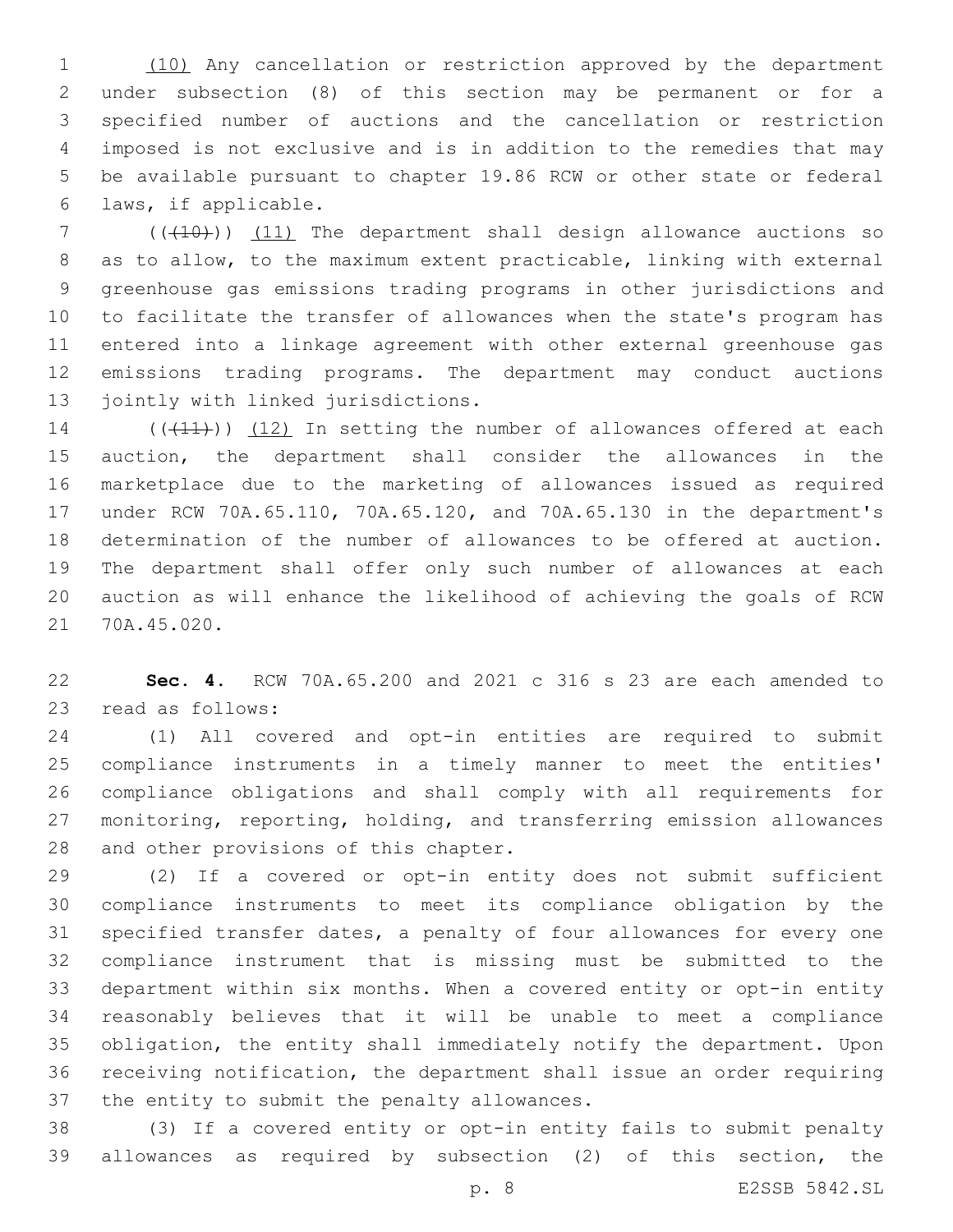(10) Any cancellation or restriction approved by the department under subsection (8) of this section may be permanent or for a specified number of auctions and the cancellation or restriction imposed is not exclusive and is in addition to the remedies that may be available pursuant to chapter 19.86 RCW or other state or federal laws, if applicable.

(((10))) (11) The department shall design allowance auctions so as to allow, to the maximum extent practicable, linking with external greenhouse gas emissions trading programs in other jurisdictions and to facilitate the transfer of allowances when the state's program has entered into a linkage agreement with other external greenhouse gas emissions trading programs. The department may conduct auctions jointly with linked jurisdictions.

(((11))) (12) In setting the number of allowances offered at each auction, the department shall consider the allowances in the marketplace due to the marketing of allowances issued as required under RCW 70A.65.110, 70A.65.120, and 70A.65.130 in the department's determination of the number of allowances to be offered at auction. The department shall offer only such number of allowances at each auction as will enhance the likelihood of achieving the goals of RCW 70A.45.020.

**Sec. 4.** RCW 70A.65.200 and 2021 c 316 s 23 are each amended to read as follows:

(1) All covered and opt-in entities are required to submit compliance instruments in a timely manner to meet the entities' compliance obligations and shall comply with all requirements for monitoring, reporting, holding, and transferring emission allowances and other provisions of this chapter.

(2) If a covered or opt-in entity does not submit sufficient compliance instruments to meet its compliance obligation by the specified transfer dates, a penalty of four allowances for every one compliance instrument that is missing must be submitted to the department within six months. When a covered entity or opt-in entity reasonably believes that it will be unable to meet a compliance obligation, the entity shall immediately notify the department. Upon receiving notification, the department shall issue an order requiring the entity to submit the penalty allowances.

(3) If a covered entity or opt-in entity fails to submit penalty allowances as required by subsection (2) of this section, the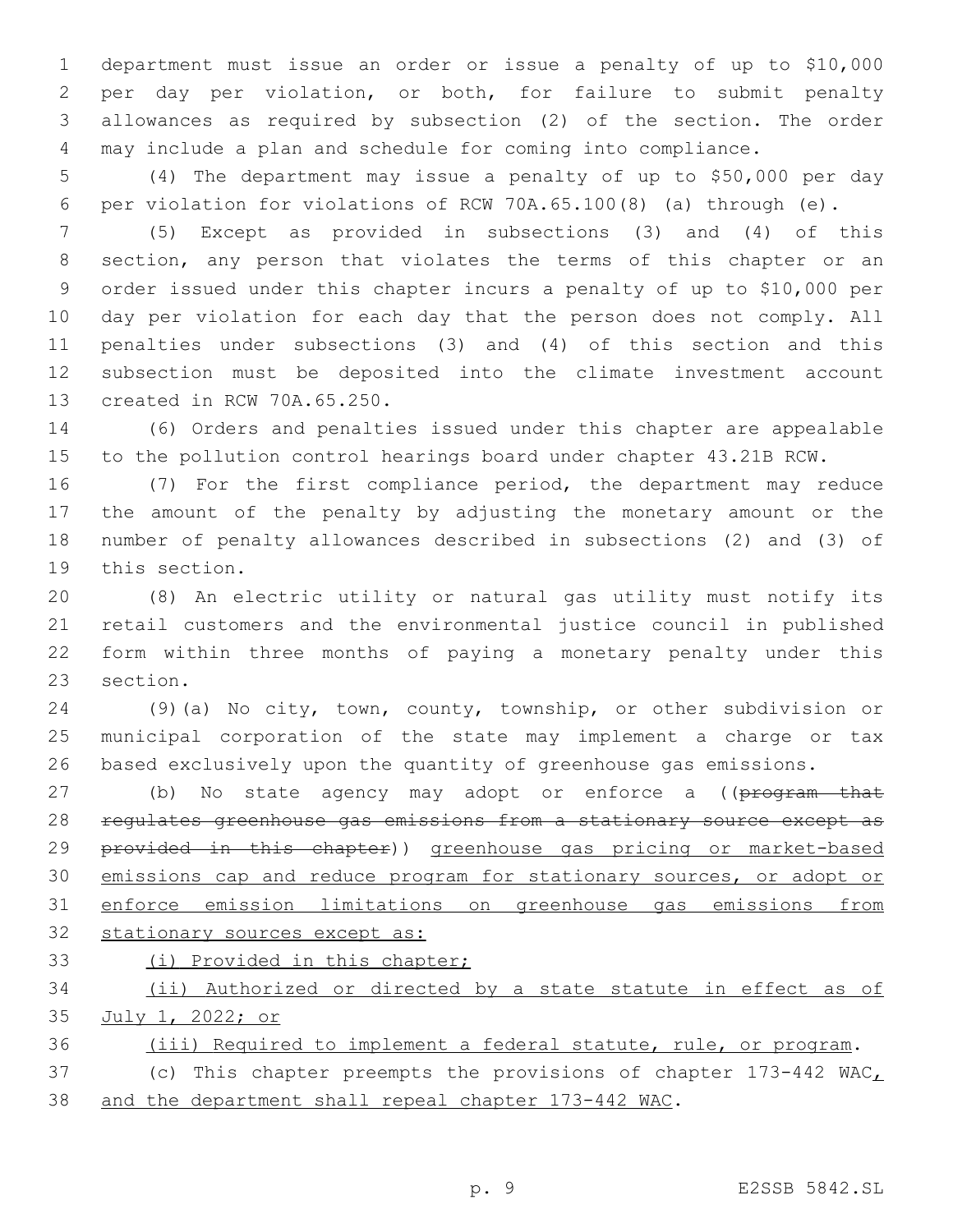department must issue an order or issue a penalty of up to $10,000 per day per violation, or both, for failure to submit penalty allowances as required by subsection (2) of the section. The order may include a plan and schedule for coming into compliance.

(4) The department may issue a penalty of up to $50,000 per day per violation for violations of RCW 70A.65.100(8) (a) through (e).

(5) Except as provided in subsections (3) and (4) of this section, any person that violates the terms of this chapter or an order issued under this chapter incurs a penalty of up to $10,000 per day per violation for each day that the person does not comply. All penalties under subsections (3) and (4) of this section and this subsection must be deposited into the climate investment account created in RCW 70A.65.250.

(6) Orders and penalties issued under this chapter are appealable to the pollution control hearings board under chapter 43.21B RCW.

(7) For the first compliance period, the department may reduce the amount of the penalty by adjusting the monetary amount or the number of penalty allowances described in subsections (2) and (3) of this section.

(8) An electric utility or natural gas utility must notify its retail customers and the environmental justice council in published form within three months of paying a monetary penalty under this section.

(9)(a) No city, town, county, township, or other subdivision or municipal corporation of the state may implement a charge or tax based exclusively upon the quantity of greenhouse gas emissions.

(b) No state agency may adopt or enforce a ((~~program that regulates greenhouse gas emissions from a stationary source except as provided in this chapter~~)) <u>greenhouse gas pricing or market-based emissions cap and reduce program for stationary sources, or adopt or enforce emission limitations on greenhouse gas emissions from stationary sources except as:</u>

<u>(i) Provided in this chapter;</u>

<u>(ii) Authorized or directed by a state statute in effect as of July 1, 2022; or</u>

<u>(iii) Required to implement a federal statute, rule, or program</u>.

(c) This chapter preempts the provisions of chapter 173-442 WAC<u>, and the department shall repeal chapter 173-442 WAC</u>.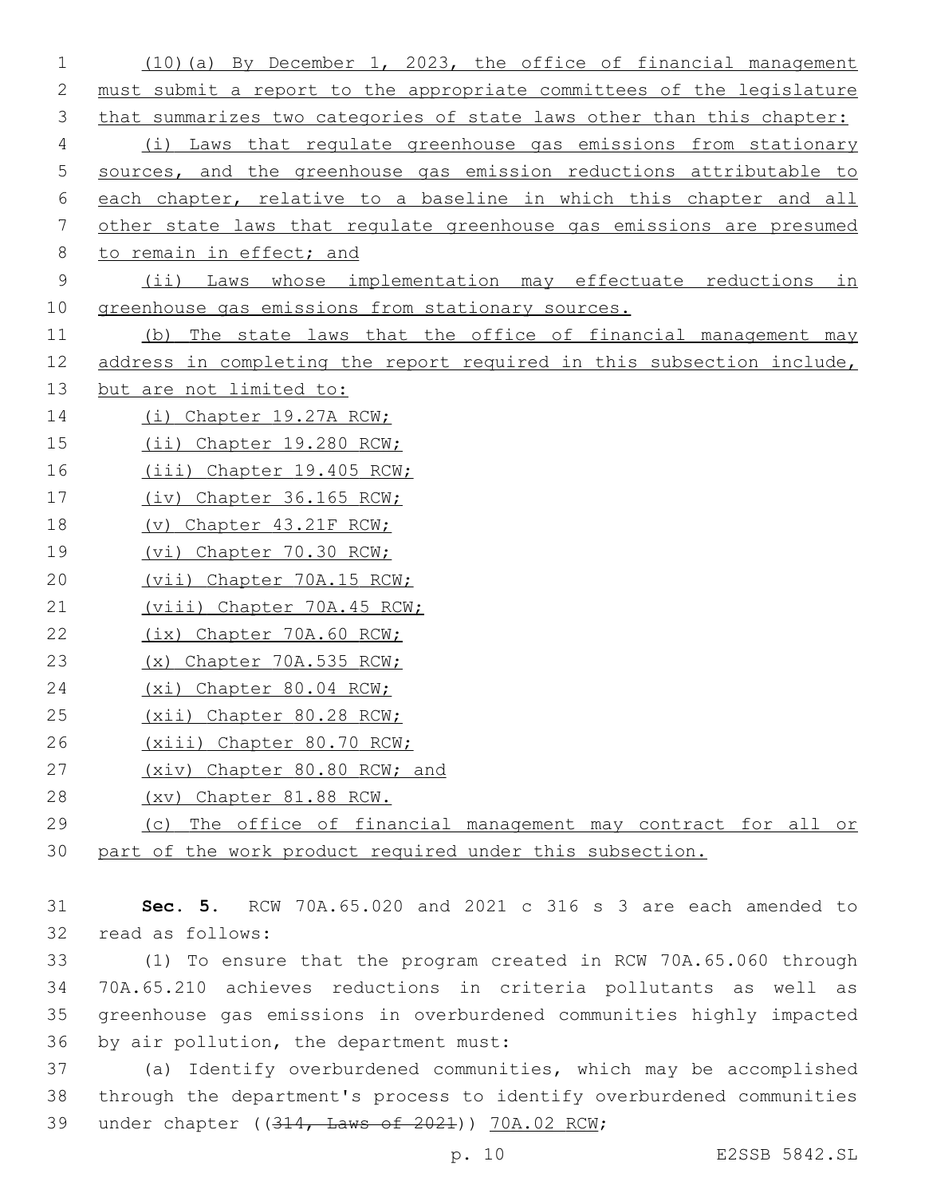(10)(a) By December 1, 2023, the office of financial management must submit a report to the appropriate committees of the legislature that summarizes two categories of state laws other than this chapter:

(i) Laws that regulate greenhouse gas emissions from stationary sources, and the greenhouse gas emission reductions attributable to each chapter, relative to a baseline in which this chapter and all other state laws that regulate greenhouse gas emissions are presumed to remain in effect; and

(ii) Laws whose implementation may effectuate reductions in greenhouse gas emissions from stationary sources.

(b) The state laws that the office of financial management may address in completing the report required in this subsection include, but are not limited to:

(i) Chapter 19.27A RCW;

(ii) Chapter 19.280 RCW;

(iii) Chapter 19.405 RCW;

(iv) Chapter 36.165 RCW;

(v) Chapter 43.21F RCW;

(vi) Chapter 70.30 RCW;

(vii) Chapter 70A.15 RCW;

(viii) Chapter 70A.45 RCW;

(ix) Chapter 70A.60 RCW;

(x) Chapter 70A.535 RCW;

(xi) Chapter 80.04 RCW;

(xii) Chapter 80.28 RCW;

(xiii) Chapter 80.70 RCW;

(xiv) Chapter 80.80 RCW; and

(xv) Chapter 81.88 RCW.

(c) The office of financial management may contract for all or part of the work product required under this subsection.

**Sec. 5.** RCW 70A.65.020 and 2021 c 316 s 3 are each amended to read as follows:

(1) To ensure that the program created in RCW 70A.65.060 through 70A.65.210 achieves reductions in criteria pollutants as well as greenhouse gas emissions in overburdened communities highly impacted by air pollution, the department must:

(a) Identify overburdened communities, which may be accomplished through the department's process to identify overburdened communities under chapter ((~~314, Laws of 2021~~)) 70A.02 RCW;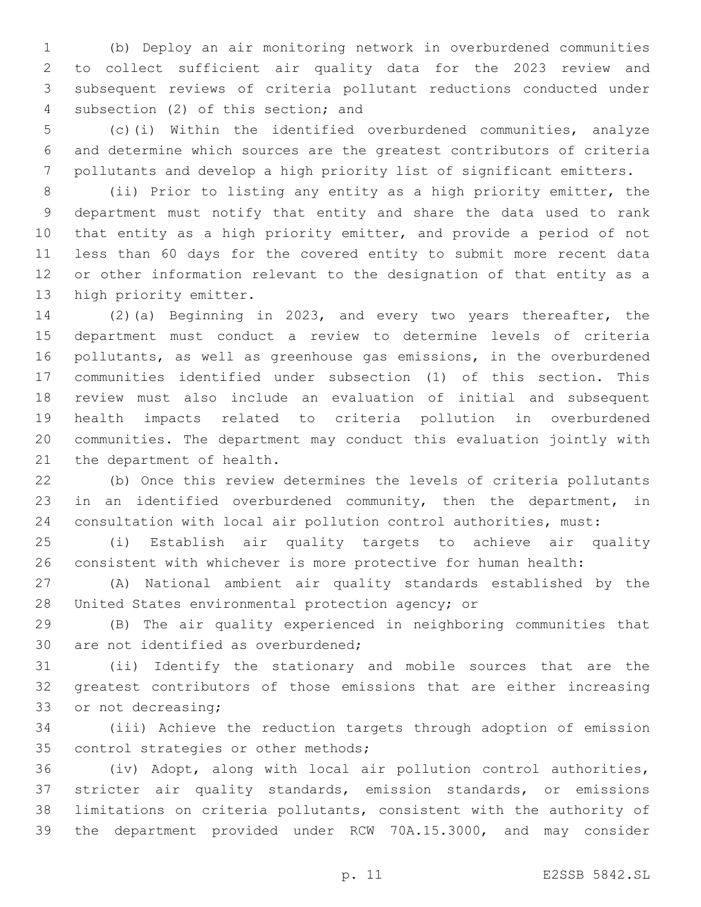(b) Deploy an air monitoring network in overburdened communities to collect sufficient air quality data for the 2023 review and subsequent reviews of criteria pollutant reductions conducted under subsection (2) of this section; and

(c)(i) Within the identified overburdened communities, analyze and determine which sources are the greatest contributors of criteria pollutants and develop a high priority list of significant emitters.

(ii) Prior to listing any entity as a high priority emitter, the department must notify that entity and share the data used to rank that entity as a high priority emitter, and provide a period of not less than 60 days for the covered entity to submit more recent data or other information relevant to the designation of that entity as a high priority emitter.

(2)(a) Beginning in 2023, and every two years thereafter, the department must conduct a review to determine levels of criteria pollutants, as well as greenhouse gas emissions, in the overburdened communities identified under subsection (1) of this section. This review must also include an evaluation of initial and subsequent health impacts related to criteria pollution in overburdened communities. The department may conduct this evaluation jointly with the department of health.

(b) Once this review determines the levels of criteria pollutants in an identified overburdened community, then the department, in consultation with local air pollution control authorities, must:

(i) Establish air quality targets to achieve air quality consistent with whichever is more protective for human health:

(A) National ambient air quality standards established by the United States environmental protection agency; or

(B) The air quality experienced in neighboring communities that are not identified as overburdened;

(ii) Identify the stationary and mobile sources that are the greatest contributors of those emissions that are either increasing or not decreasing;

(iii) Achieve the reduction targets through adoption of emission control strategies or other methods;

(iv) Adopt, along with local air pollution control authorities, stricter air quality standards, emission standards, or emissions limitations on criteria pollutants, consistent with the authority of the department provided under RCW 70A.15.3000, and may consider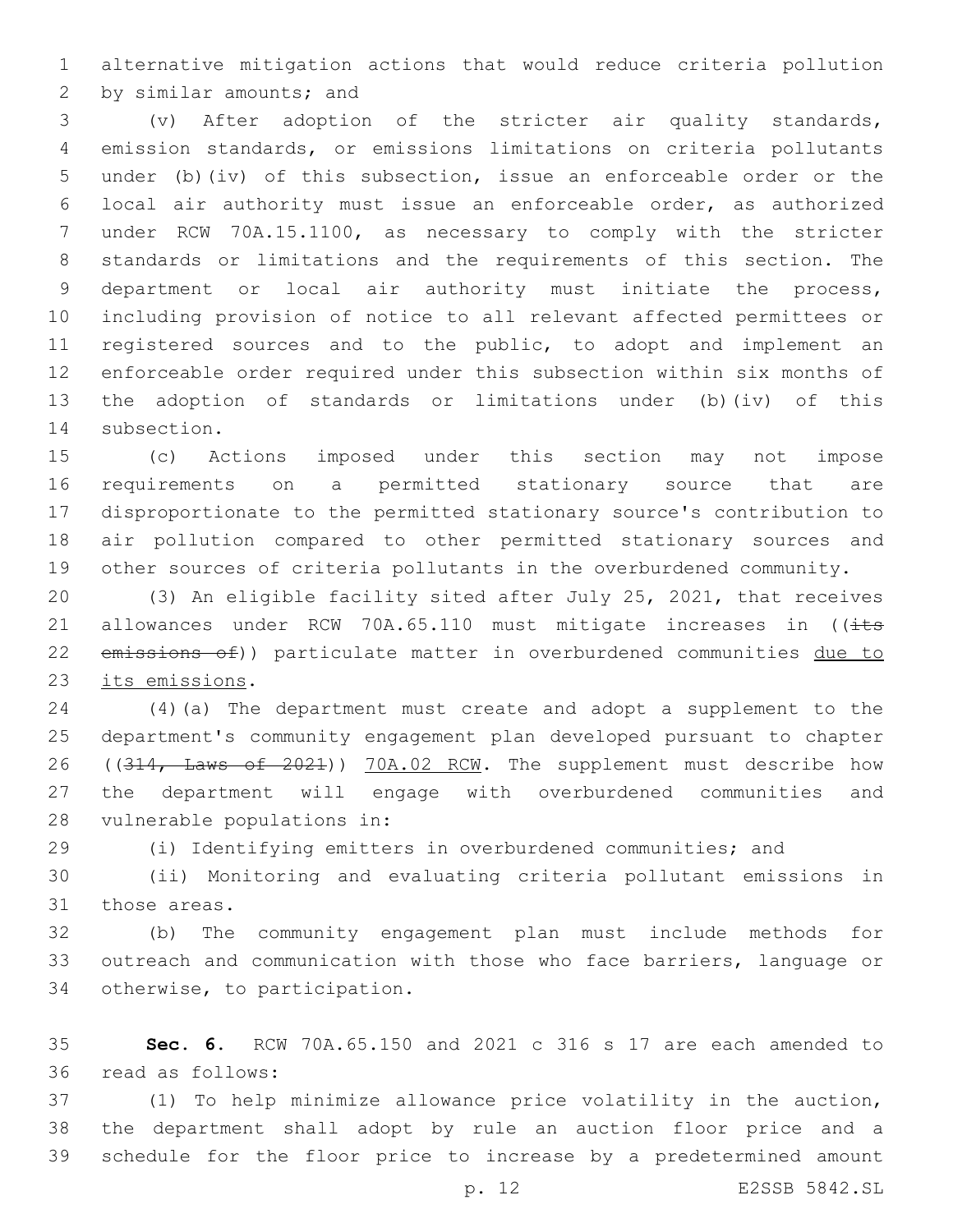alternative mitigation actions that would reduce criteria pollution by similar amounts; and

(v) After adoption of the stricter air quality standards, emission standards, or emissions limitations on criteria pollutants under (b)(iv) of this subsection, issue an enforceable order or the local air authority must issue an enforceable order, as authorized under RCW 70A.15.1100, as necessary to comply with the stricter standards or limitations and the requirements of this section. The department or local air authority must initiate the process, including provision of notice to all relevant affected permittees or registered sources and to the public, to adopt and implement an enforceable order required under this subsection within six months of the adoption of standards or limitations under (b)(iv) of this subsection.

(c) Actions imposed under this section may not impose requirements on a permitted stationary source that are disproportionate to the permitted stationary source's contribution to air pollution compared to other permitted stationary sources and other sources of criteria pollutants in the overburdened community.

(3) An eligible facility sited after July 25, 2021, that receives allowances under RCW 70A.65.110 must mitigate increases in ((~~its emissions of~~)) particulate matter in overburdened communities <u>due to its emissions</u>.

(4)(a) The department must create and adopt a supplement to the department's community engagement plan developed pursuant to chapter ((~~314, Laws of 2021~~)) <u>70A.02 RCW</u>. The supplement must describe how the department will engage with overburdened communities and vulnerable populations in:

(i) Identifying emitters in overburdened communities; and

(ii) Monitoring and evaluating criteria pollutant emissions in those areas.

(b) The community engagement plan must include methods for outreach and communication with those who face barriers, language or otherwise, to participation.

**Sec. 6.** RCW 70A.65.150 and 2021 c 316 s 17 are each amended to read as follows:

(1) To help minimize allowance price volatility in the auction, the department shall adopt by rule an auction floor price and a schedule for the floor price to increase by a predetermined amount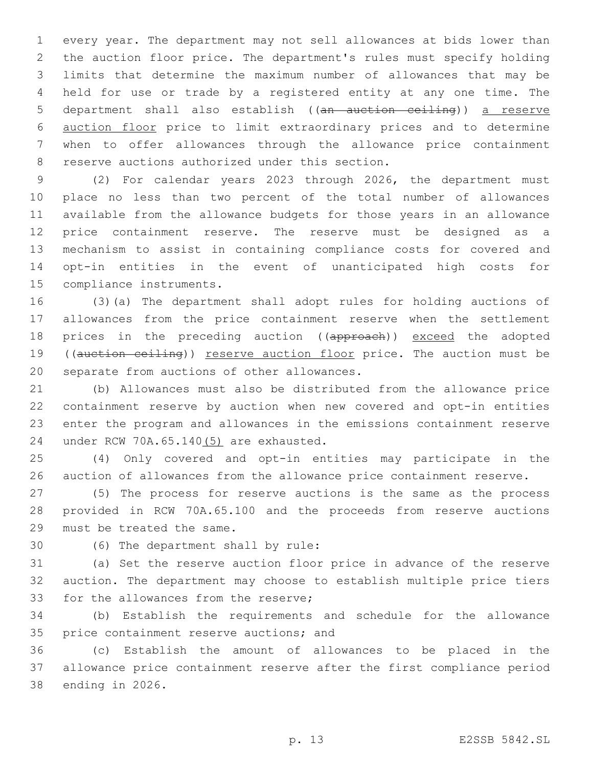every year. The department may not sell allowances at bids lower than the auction floor price. The department's rules must specify holding limits that determine the maximum number of allowances that may be held for use or trade by a registered entity at any one time. The department shall also establish ((~~an auction ceiling~~)) <u>a reserve auction floor</u> price to limit extraordinary prices and to determine when to offer allowances through the allowance price containment reserve auctions authorized under this section.

(2) For calendar years 2023 through 2026, the department must place no less than two percent of the total number of allowances available from the allowance budgets for those years in an allowance price containment reserve. The reserve must be designed as a mechanism to assist in containing compliance costs for covered and opt-in entities in the event of unanticipated high costs for compliance instruments.

(3)(a) The department shall adopt rules for holding auctions of allowances from the price containment reserve when the settlement prices in the preceding auction ((~~approach~~)) <u>exceed</u> the adopted ((~~auction ceiling~~)) <u>reserve auction floor</u> price. The auction must be separate from auctions of other allowances.

(b) Allowances must also be distributed from the allowance price containment reserve by auction when new covered and opt-in entities enter the program and allowances in the emissions containment reserve under RCW 70A.65.140<u>(5)</u> are exhausted.

(4) Only covered and opt-in entities may participate in the auction of allowances from the allowance price containment reserve.

(5) The process for reserve auctions is the same as the process provided in RCW 70A.65.100 and the proceeds from reserve auctions must be treated the same.

(6) The department shall by rule:

(a) Set the reserve auction floor price in advance of the reserve auction. The department may choose to establish multiple price tiers for the allowances from the reserve;

(b) Establish the requirements and schedule for the allowance price containment reserve auctions; and

(c) Establish the amount of allowances to be placed in the allowance price containment reserve after the first compliance period ending in 2026.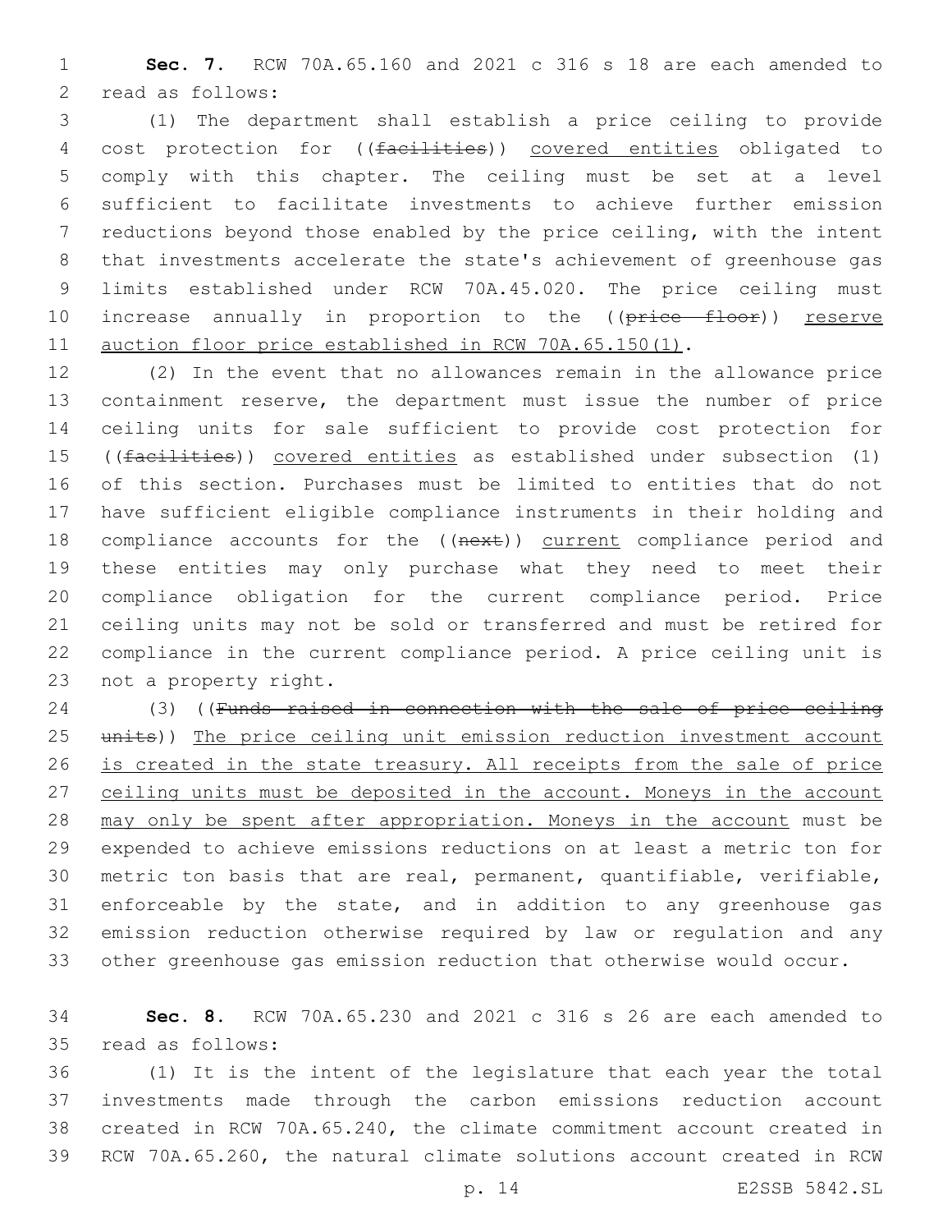**Sec. 7.** RCW 70A.65.160 and 2021 c 316 s 18 are each amended to read as follows:

(1) The department shall establish a price ceiling to provide cost protection for ((~~facilities~~)) <u>covered entities</u> obligated to comply with this chapter. The ceiling must be set at a level sufficient to facilitate investments to achieve further emission reductions beyond those enabled by the price ceiling, with the intent that investments accelerate the state's achievement of greenhouse gas limits established under RCW 70A.45.020. The price ceiling must increase annually in proportion to the ((~~price floor~~)) <u>reserve auction floor price established in RCW 70A.65.150(1)</u>.

(2) In the event that no allowances remain in the allowance price containment reserve, the department must issue the number of price ceiling units for sale sufficient to provide cost protection for ((~~facilities~~)) <u>covered entities</u> as established under subsection (1) of this section. Purchases must be limited to entities that do not have sufficient eligible compliance instruments in their holding and compliance accounts for the ((~~next~~)) <u>current</u> compliance period and these entities may only purchase what they need to meet their compliance obligation for the current compliance period. Price ceiling units may not be sold or transferred and must be retired for compliance in the current compliance period. A price ceiling unit is not a property right.

(3) ((~~Funds raised in connection with the sale of price ceiling units~~)) <u>The price ceiling unit emission reduction investment account is created in the state treasury. All receipts from the sale of price ceiling units must be deposited in the account. Moneys in the account may only be spent after appropriation. Moneys in the account</u> must be expended to achieve emissions reductions on at least a metric ton for metric ton basis that are real, permanent, quantifiable, verifiable, enforceable by the state, and in addition to any greenhouse gas emission reduction otherwise required by law or regulation and any other greenhouse gas emission reduction that otherwise would occur.

**Sec. 8.** RCW 70A.65.230 and 2021 c 316 s 26 are each amended to read as follows:

(1) It is the intent of the legislature that each year the total investments made through the carbon emissions reduction account created in RCW 70A.65.240, the climate commitment account created in RCW 70A.65.260, the natural climate solutions account created in RCW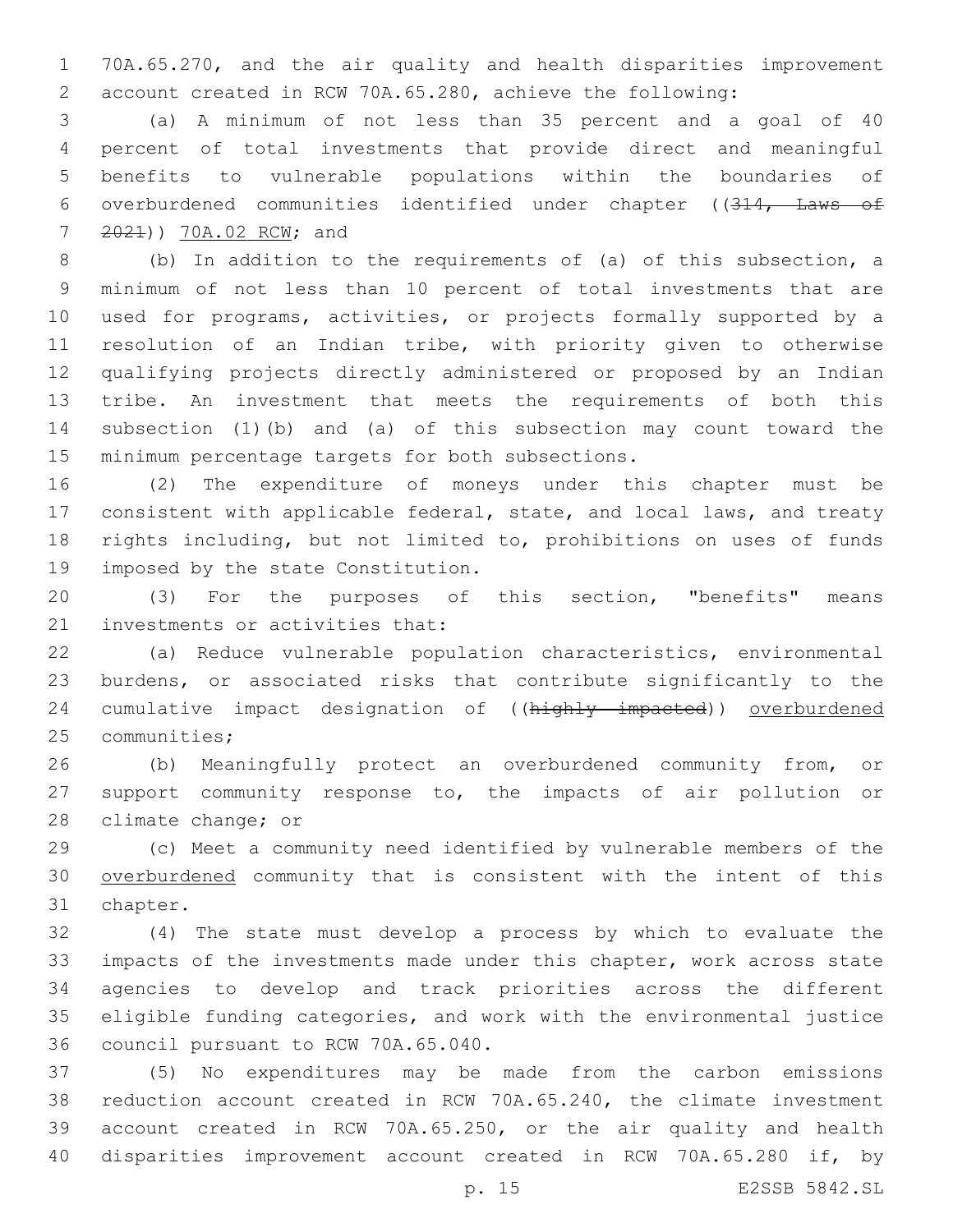70A.65.270, and the air quality and health disparities improvement account created in RCW 70A.65.280, achieve the following:

(a) A minimum of not less than 35 percent and a goal of 40 percent of total investments that provide direct and meaningful benefits to vulnerable populations within the boundaries of overburdened communities identified under chapter ((~~314, Laws of 2021~~)) <u>70A.02 RCW</u>; and

(b) In addition to the requirements of (a) of this subsection, a minimum of not less than 10 percent of total investments that are used for programs, activities, or projects formally supported by a resolution of an Indian tribe, with priority given to otherwise qualifying projects directly administered or proposed by an Indian tribe. An investment that meets the requirements of both this subsection (1)(b) and (a) of this subsection may count toward the minimum percentage targets for both subsections.

(2) The expenditure of moneys under this chapter must be consistent with applicable federal, state, and local laws, and treaty rights including, but not limited to, prohibitions on uses of funds imposed by the state Constitution.

(3) For the purposes of this section, "benefits" means investments or activities that:

(a) Reduce vulnerable population characteristics, environmental burdens, or associated risks that contribute significantly to the cumulative impact designation of ((~~highly impacted~~)) <u>overburdened</u> communities;

(b) Meaningfully protect an overburdened community from, or support community response to, the impacts of air pollution or climate change; or

(c) Meet a community need identified by vulnerable members of the <u>overburdened</u> community that is consistent with the intent of this chapter.

(4) The state must develop a process by which to evaluate the impacts of the investments made under this chapter, work across state agencies to develop and track priorities across the different eligible funding categories, and work with the environmental justice council pursuant to RCW 70A.65.040.

(5) No expenditures may be made from the carbon emissions reduction account created in RCW 70A.65.240, the climate investment account created in RCW 70A.65.250, or the air quality and health disparities improvement account created in RCW 70A.65.280 if, by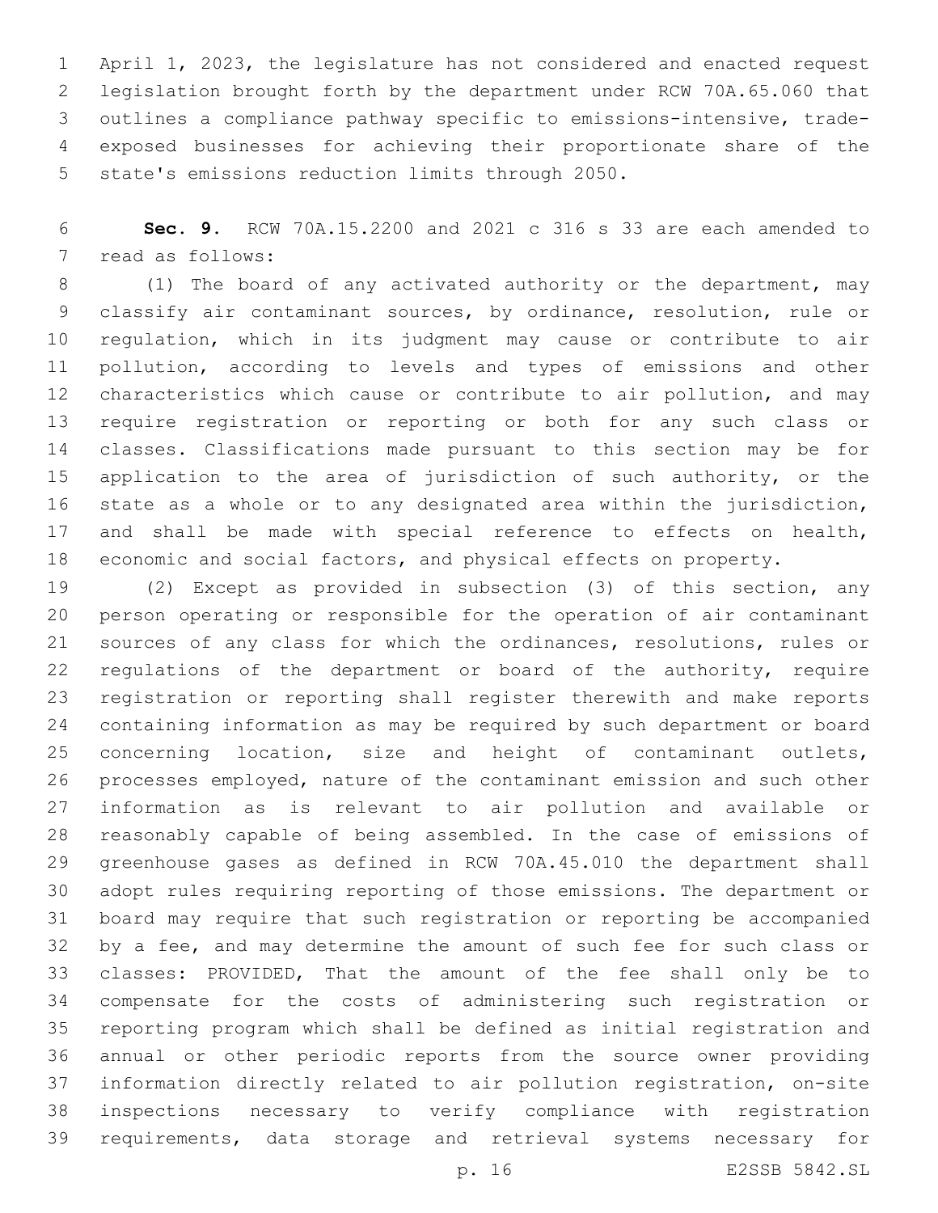April 1, 2023, the legislature has not considered and enacted request legislation brought forth by the department under RCW 70A.65.060 that outlines a compliance pathway specific to emissions-intensive, trade-exposed businesses for achieving their proportionate share of the state's emissions reduction limits through 2050.

**Sec. 9.** RCW 70A.15.2200 and 2021 c 316 s 33 are each amended to read as follows:

(1) The board of any activated authority or the department, may classify air contaminant sources, by ordinance, resolution, rule or regulation, which in its judgment may cause or contribute to air pollution, according to levels and types of emissions and other characteristics which cause or contribute to air pollution, and may require registration or reporting or both for any such class or classes. Classifications made pursuant to this section may be for application to the area of jurisdiction of such authority, or the state as a whole or to any designated area within the jurisdiction, and shall be made with special reference to effects on health, economic and social factors, and physical effects on property.

(2) Except as provided in subsection (3) of this section, any person operating or responsible for the operation of air contaminant sources of any class for which the ordinances, resolutions, rules or regulations of the department or board of the authority, require registration or reporting shall register therewith and make reports containing information as may be required by such department or board concerning location, size and height of contaminant outlets, processes employed, nature of the contaminant emission and such other information as is relevant to air pollution and available or reasonably capable of being assembled. In the case of emissions of greenhouse gases as defined in RCW 70A.45.010 the department shall adopt rules requiring reporting of those emissions. The department or board may require that such registration or reporting be accompanied by a fee, and may determine the amount of such fee for such class or classes: PROVIDED, That the amount of the fee shall only be to compensate for the costs of administering such registration or reporting program which shall be defined as initial registration and annual or other periodic reports from the source owner providing information directly related to air pollution registration, on-site inspections necessary to verify compliance with registration requirements, data storage and retrieval systems necessary for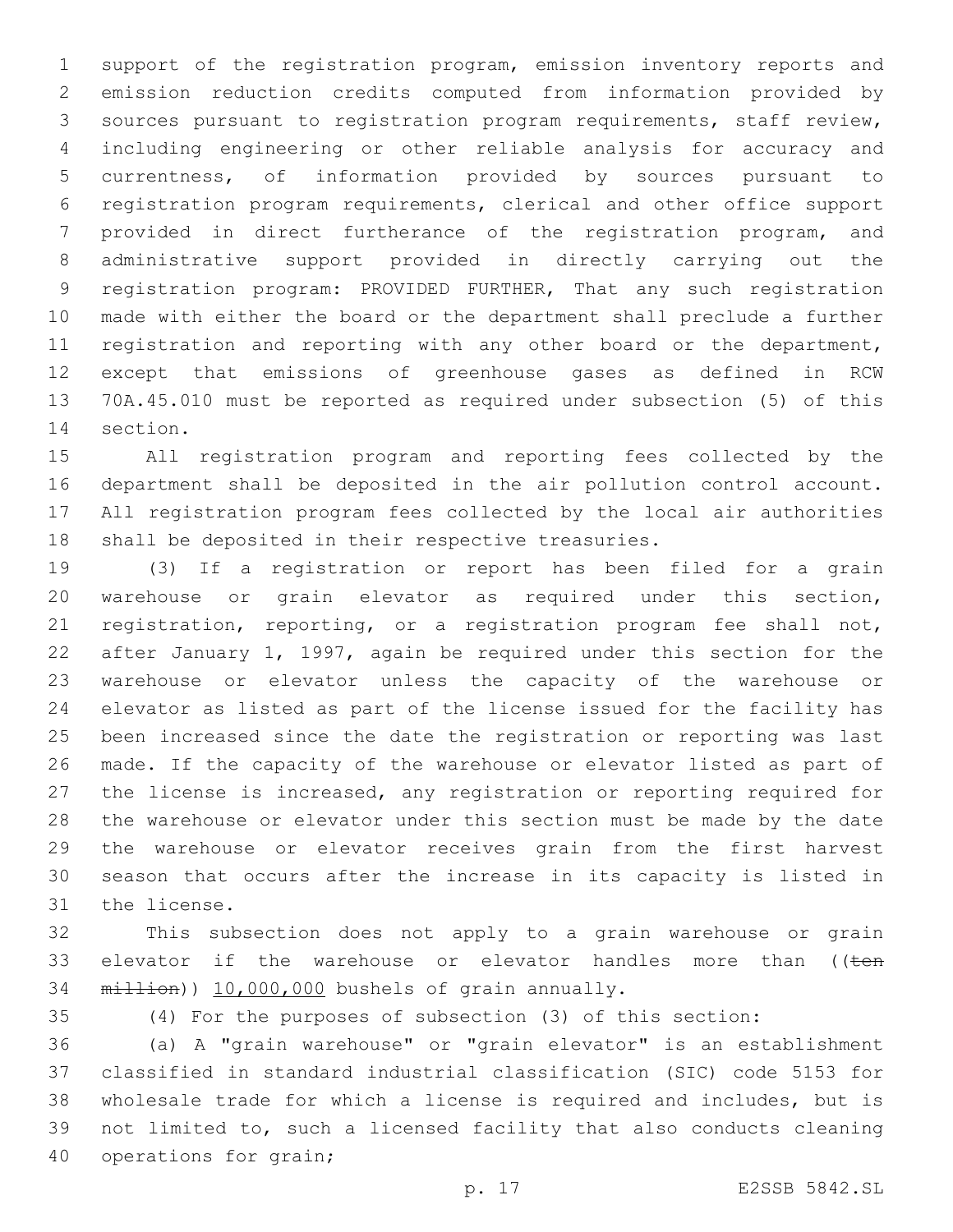support of the registration program, emission inventory reports and emission reduction credits computed from information provided by sources pursuant to registration program requirements, staff review, including engineering or other reliable analysis for accuracy and currentness, of information provided by sources pursuant to registration program requirements, clerical and other office support provided in direct furtherance of the registration program, and administrative support provided in directly carrying out the registration program: PROVIDED FURTHER, That any such registration made with either the board or the department shall preclude a further registration and reporting with any other board or the department, except that emissions of greenhouse gases as defined in RCW 70A.45.010 must be reported as required under subsection (5) of this section.

All registration program and reporting fees collected by the department shall be deposited in the air pollution control account. All registration program fees collected by the local air authorities shall be deposited in their respective treasuries.

(3) If a registration or report has been filed for a grain warehouse or grain elevator as required under this section, registration, reporting, or a registration program fee shall not, after January 1, 1997, again be required under this section for the warehouse or elevator unless the capacity of the warehouse or elevator as listed as part of the license issued for the facility has been increased since the date the registration or reporting was last made. If the capacity of the warehouse or elevator listed as part of the license is increased, any registration or reporting required for the warehouse or elevator under this section must be made by the date the warehouse or elevator receives grain from the first harvest season that occurs after the increase in its capacity is listed in the license.

This subsection does not apply to a grain warehouse or grain elevator if the warehouse or elevator handles more than ((~~ten million~~)) 10,000,000 bushels of grain annually.

(4) For the purposes of subsection (3) of this section:

(a) A "grain warehouse" or "grain elevator" is an establishment classified in standard industrial classification (SIC) code 5153 for wholesale trade for which a license is required and includes, but is not limited to, such a licensed facility that also conducts cleaning operations for grain;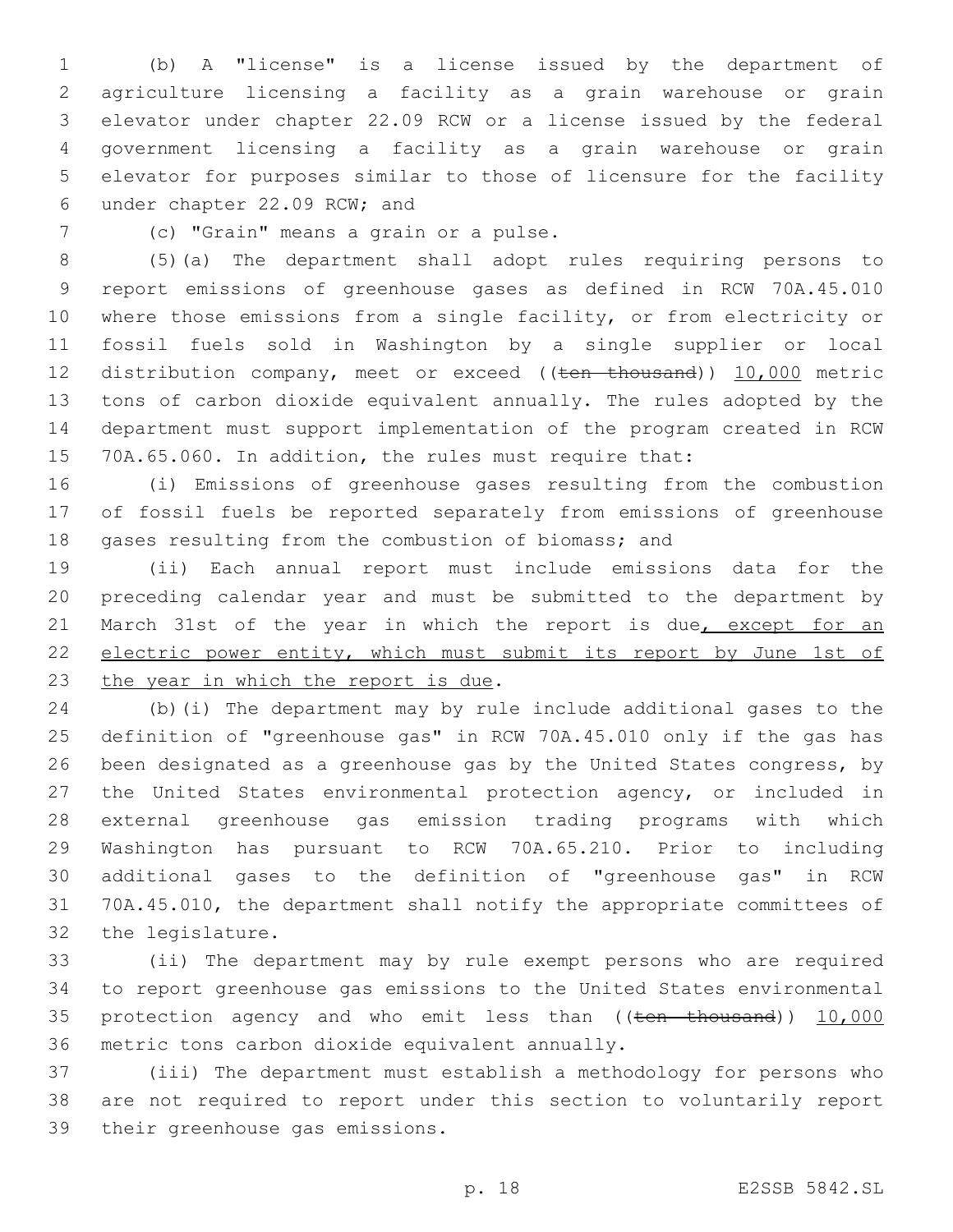(b) A "license" is a license issued by the department of agriculture licensing a facility as a grain warehouse or grain elevator under chapter 22.09 RCW or a license issued by the federal government licensing a facility as a grain warehouse or grain elevator for purposes similar to those of licensure for the facility under chapter 22.09 RCW; and

(c) "Grain" means a grain or a pulse.

(5)(a) The department shall adopt rules requiring persons to report emissions of greenhouse gases as defined in RCW 70A.45.010 where those emissions from a single facility, or from electricity or fossil fuels sold in Washington by a single supplier or local distribution company, meet or exceed ((~~ten thousand~~)) <u>10,000</u> metric tons of carbon dioxide equivalent annually. The rules adopted by the department must support implementation of the program created in RCW 70A.65.060. In addition, the rules must require that:

(i) Emissions of greenhouse gases resulting from the combustion of fossil fuels be reported separately from emissions of greenhouse gases resulting from the combustion of biomass; and

(ii) Each annual report must include emissions data for the preceding calendar year and must be submitted to the department by March 31st of the year in which the report is due<u>, except for an electric power entity, which must submit its report by June 1st of the year in which the report is due</u>.

(b)(i) The department may by rule include additional gases to the definition of "greenhouse gas" in RCW 70A.45.010 only if the gas has been designated as a greenhouse gas by the United States congress, by the United States environmental protection agency, or included in external greenhouse gas emission trading programs with which Washington has pursuant to RCW 70A.65.210. Prior to including additional gases to the definition of "greenhouse gas" in RCW 70A.45.010, the department shall notify the appropriate committees of the legislature.

(ii) The department may by rule exempt persons who are required to report greenhouse gas emissions to the United States environmental protection agency and who emit less than ((~~ten thousand~~)) <u>10,000</u> metric tons carbon dioxide equivalent annually.

(iii) The department must establish a methodology for persons who are not required to report under this section to voluntarily report their greenhouse gas emissions.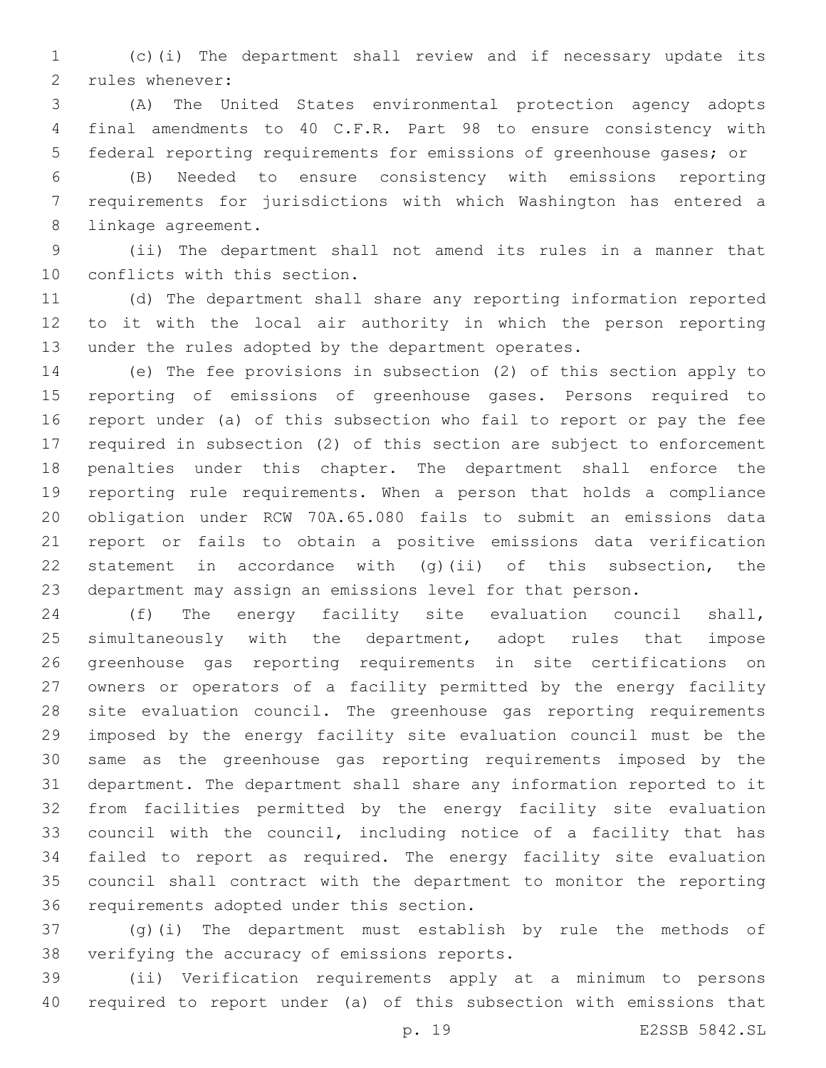(c)(i) The department shall review and if necessary update its rules whenever:

(A) The United States environmental protection agency adopts final amendments to 40 C.F.R. Part 98 to ensure consistency with federal reporting requirements for emissions of greenhouse gases; or

(B) Needed to ensure consistency with emissions reporting requirements for jurisdictions with which Washington has entered a linkage agreement.

(ii) The department shall not amend its rules in a manner that conflicts with this section.

(d) The department shall share any reporting information reported to it with the local air authority in which the person reporting under the rules adopted by the department operates.

(e) The fee provisions in subsection (2) of this section apply to reporting of emissions of greenhouse gases. Persons required to report under (a) of this subsection who fail to report or pay the fee required in subsection (2) of this section are subject to enforcement penalties under this chapter. The department shall enforce the reporting rule requirements. When a person that holds a compliance obligation under RCW 70A.65.080 fails to submit an emissions data report or fails to obtain a positive emissions data verification statement in accordance with (g)(ii) of this subsection, the department may assign an emissions level for that person.

(f) The energy facility site evaluation council shall, simultaneously with the department, adopt rules that impose greenhouse gas reporting requirements in site certifications on owners or operators of a facility permitted by the energy facility site evaluation council. The greenhouse gas reporting requirements imposed by the energy facility site evaluation council must be the same as the greenhouse gas reporting requirements imposed by the department. The department shall share any information reported to it from facilities permitted by the energy facility site evaluation council with the council, including notice of a facility that has failed to report as required. The energy facility site evaluation council shall contract with the department to monitor the reporting requirements adopted under this section.

(g)(i) The department must establish by rule the methods of verifying the accuracy of emissions reports.

(ii) Verification requirements apply at a minimum to persons required to report under (a) of this subsection with emissions that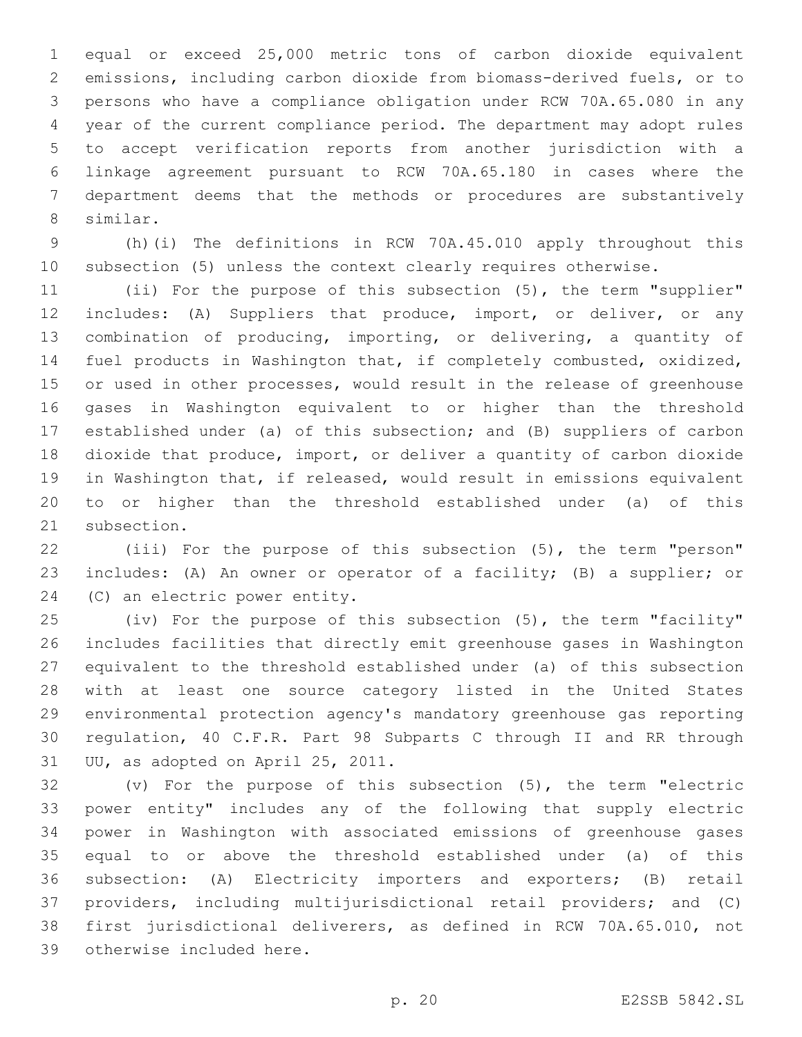equal or exceed 25,000 metric tons of carbon dioxide equivalent emissions, including carbon dioxide from biomass-derived fuels, or to persons who have a compliance obligation under RCW 70A.65.080 in any year of the current compliance period. The department may adopt rules to accept verification reports from another jurisdiction with a linkage agreement pursuant to RCW 70A.65.180 in cases where the department deems that the methods or procedures are substantively similar.

(h)(i) The definitions in RCW 70A.45.010 apply throughout this subsection (5) unless the context clearly requires otherwise.

(ii) For the purpose of this subsection (5), the term "supplier" includes: (A) Suppliers that produce, import, or deliver, or any combination of producing, importing, or delivering, a quantity of fuel products in Washington that, if completely combusted, oxidized, or used in other processes, would result in the release of greenhouse gases in Washington equivalent to or higher than the threshold established under (a) of this subsection; and (B) suppliers of carbon dioxide that produce, import, or deliver a quantity of carbon dioxide in Washington that, if released, would result in emissions equivalent to or higher than the threshold established under (a) of this subsection.

(iii) For the purpose of this subsection (5), the term "person" includes: (A) An owner or operator of a facility; (B) a supplier; or (C) an electric power entity.

(iv) For the purpose of this subsection (5), the term "facility" includes facilities that directly emit greenhouse gases in Washington equivalent to the threshold established under (a) of this subsection with at least one source category listed in the United States environmental protection agency's mandatory greenhouse gas reporting regulation, 40 C.F.R. Part 98 Subparts C through II and RR through UU, as adopted on April 25, 2011.

(v) For the purpose of this subsection (5), the term "electric power entity" includes any of the following that supply electric power in Washington with associated emissions of greenhouse gases equal to or above the threshold established under (a) of this subsection: (A) Electricity importers and exporters; (B) retail providers, including multijurisdictional retail providers; and (C) first jurisdictional deliverers, as defined in RCW 70A.65.010, not otherwise included here.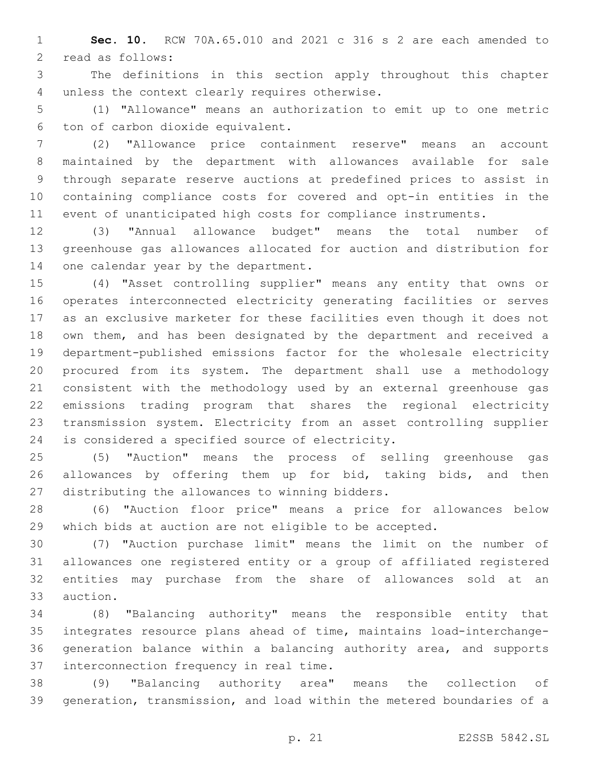**Sec. 10.** RCW 70A.65.010 and 2021 c 316 s 2 are each amended to read as follows:

The definitions in this section apply throughout this chapter unless the context clearly requires otherwise.

(1) "Allowance" means an authorization to emit up to one metric ton of carbon dioxide equivalent.

(2) "Allowance price containment reserve" means an account maintained by the department with allowances available for sale through separate reserve auctions at predefined prices to assist in containing compliance costs for covered and opt-in entities in the event of unanticipated high costs for compliance instruments.

(3) "Annual allowance budget" means the total number of greenhouse gas allowances allocated for auction and distribution for one calendar year by the department.

(4) "Asset controlling supplier" means any entity that owns or operates interconnected electricity generating facilities or serves as an exclusive marketer for these facilities even though it does not own them, and has been designated by the department and received a department-published emissions factor for the wholesale electricity procured from its system. The department shall use a methodology consistent with the methodology used by an external greenhouse gas emissions trading program that shares the regional electricity transmission system. Electricity from an asset controlling supplier is considered a specified source of electricity.

(5) "Auction" means the process of selling greenhouse gas allowances by offering them up for bid, taking bids, and then distributing the allowances to winning bidders.

(6) "Auction floor price" means a price for allowances below which bids at auction are not eligible to be accepted.

(7) "Auction purchase limit" means the limit on the number of allowances one registered entity or a group of affiliated registered entities may purchase from the share of allowances sold at an auction.

(8) "Balancing authority" means the responsible entity that integrates resource plans ahead of time, maintains load-interchange-generation balance within a balancing authority area, and supports interconnection frequency in real time.

(9) "Balancing authority area" means the collection of generation, transmission, and load within the metered boundaries of a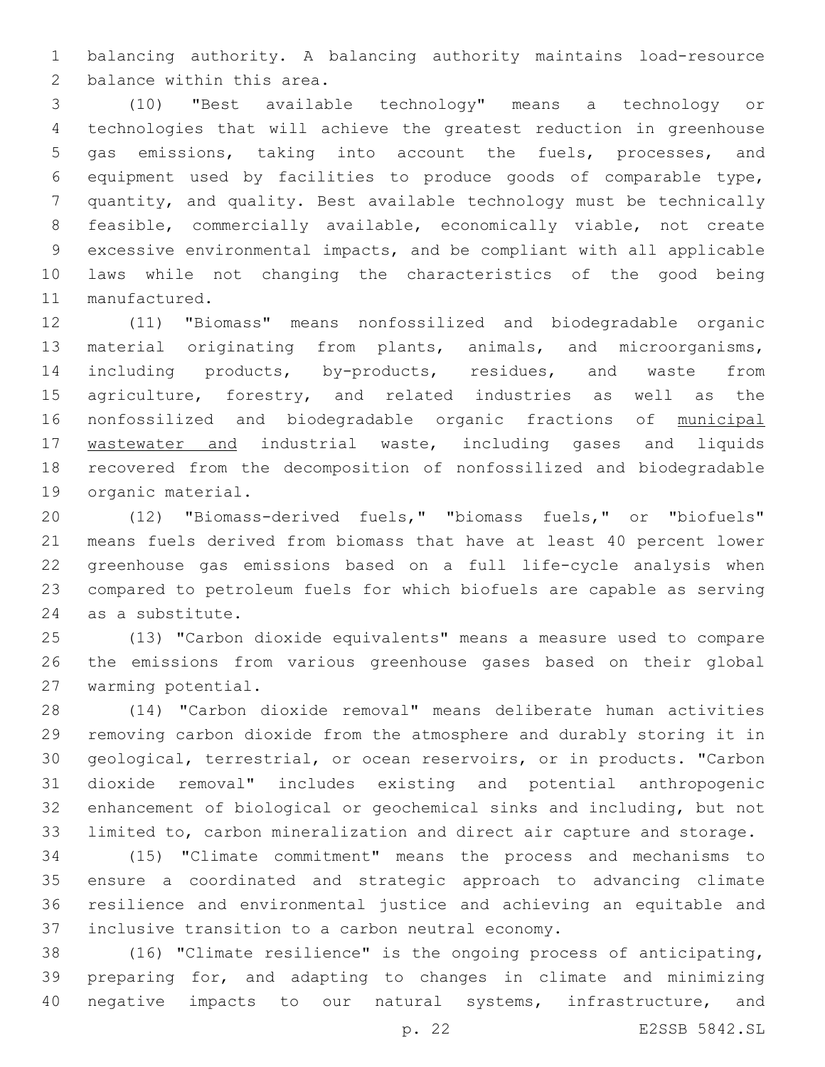balancing authority. A balancing authority maintains load-resource balance within this area.

(10) "Best available technology" means a technology or technologies that will achieve the greatest reduction in greenhouse gas emissions, taking into account the fuels, processes, and equipment used by facilities to produce goods of comparable type, quantity, and quality. Best available technology must be technically feasible, commercially available, economically viable, not create excessive environmental impacts, and be compliant with all applicable laws while not changing the characteristics of the good being manufactured.

(11) "Biomass" means nonfossilized and biodegradable organic material originating from plants, animals, and microorganisms, including products, by-products, residues, and waste from agriculture, forestry, and related industries as well as the nonfossilized and biodegradable organic fractions of <u>municipal wastewater and</u> industrial waste, including gases and liquids recovered from the decomposition of nonfossilized and biodegradable organic material.

(12) "Biomass-derived fuels," "biomass fuels," or "biofuels" means fuels derived from biomass that have at least 40 percent lower greenhouse gas emissions based on a full life-cycle analysis when compared to petroleum fuels for which biofuels are capable as serving as a substitute.

(13) "Carbon dioxide equivalents" means a measure used to compare the emissions from various greenhouse gases based on their global warming potential.

(14) "Carbon dioxide removal" means deliberate human activities removing carbon dioxide from the atmosphere and durably storing it in geological, terrestrial, or ocean reservoirs, or in products. "Carbon dioxide removal" includes existing and potential anthropogenic enhancement of biological or geochemical sinks and including, but not limited to, carbon mineralization and direct air capture and storage.

(15) "Climate commitment" means the process and mechanisms to ensure a coordinated and strategic approach to advancing climate resilience and environmental justice and achieving an equitable and inclusive transition to a carbon neutral economy.

(16) "Climate resilience" is the ongoing process of anticipating, preparing for, and adapting to changes in climate and minimizing negative impacts to our natural systems, infrastructure, and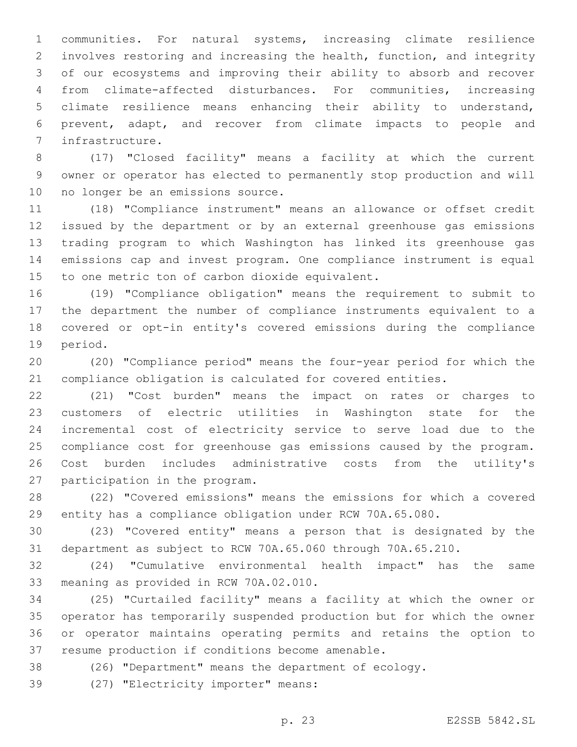communities. For natural systems, increasing climate resilience involves restoring and increasing the health, function, and integrity of our ecosystems and improving their ability to absorb and recover from climate-affected disturbances. For communities, increasing climate resilience means enhancing their ability to understand, prevent, adapt, and recover from climate impacts to people and infrastructure.

(17) "Closed facility" means a facility at which the current owner or operator has elected to permanently stop production and will no longer be an emissions source.

(18) "Compliance instrument" means an allowance or offset credit issued by the department or by an external greenhouse gas emissions trading program to which Washington has linked its greenhouse gas emissions cap and invest program. One compliance instrument is equal to one metric ton of carbon dioxide equivalent.

(19) "Compliance obligation" means the requirement to submit to the department the number of compliance instruments equivalent to a covered or opt-in entity's covered emissions during the compliance period.

(20) "Compliance period" means the four-year period for which the compliance obligation is calculated for covered entities.

(21) "Cost burden" means the impact on rates or charges to customers of electric utilities in Washington state for the incremental cost of electricity service to serve load due to the compliance cost for greenhouse gas emissions caused by the program. Cost burden includes administrative costs from the utility's participation in the program.

(22) "Covered emissions" means the emissions for which a covered entity has a compliance obligation under RCW 70A.65.080.

(23) "Covered entity" means a person that is designated by the department as subject to RCW 70A.65.060 through 70A.65.210.

(24) "Cumulative environmental health impact" has the same meaning as provided in RCW 70A.02.010.

(25) "Curtailed facility" means a facility at which the owner or operator has temporarily suspended production but for which the owner or operator maintains operating permits and retains the option to resume production if conditions become amenable.

(26) "Department" means the department of ecology.

(27) "Electricity importer" means: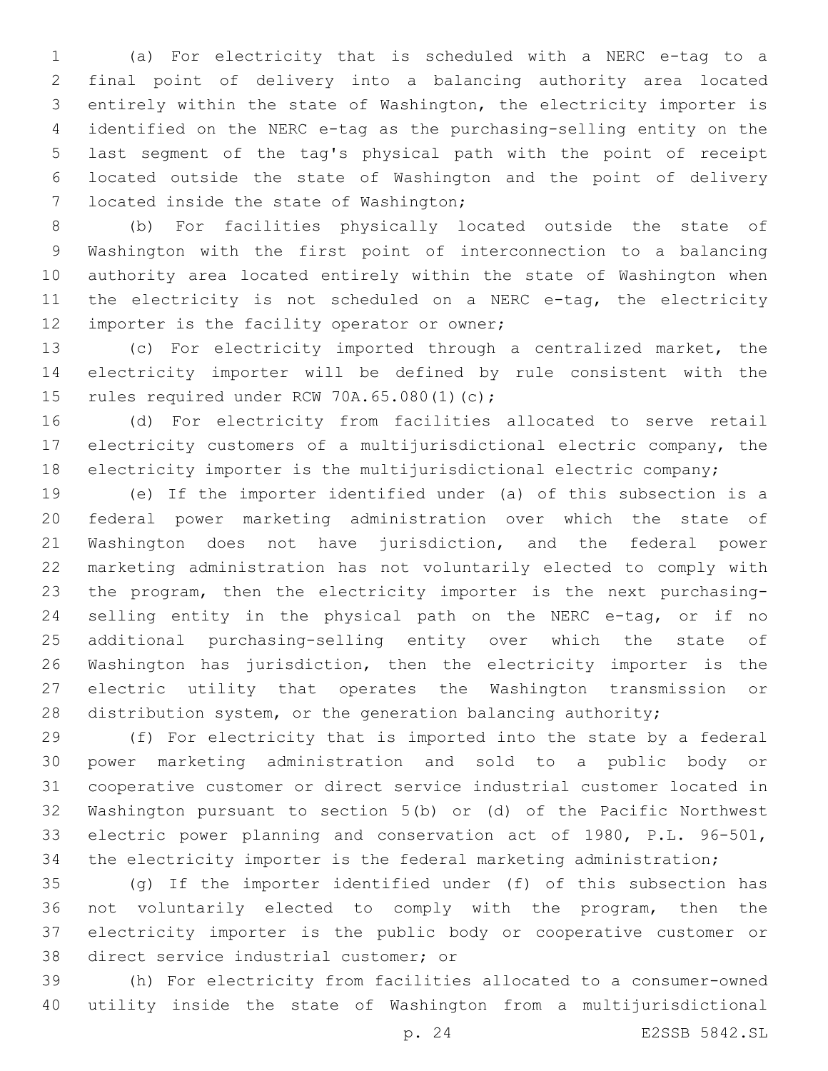(a) For electricity that is scheduled with a NERC e-tag to a final point of delivery into a balancing authority area located entirely within the state of Washington, the electricity importer is identified on the NERC e-tag as the purchasing-selling entity on the last segment of the tag's physical path with the point of receipt located outside the state of Washington and the point of delivery located inside the state of Washington;

(b) For facilities physically located outside the state of Washington with the first point of interconnection to a balancing authority area located entirely within the state of Washington when the electricity is not scheduled on a NERC e-tag, the electricity importer is the facility operator or owner;

(c) For electricity imported through a centralized market, the electricity importer will be defined by rule consistent with the rules required under RCW 70A.65.080(1)(c);

(d) For electricity from facilities allocated to serve retail electricity customers of a multijurisdictional electric company, the electricity importer is the multijurisdictional electric company;

(e) If the importer identified under (a) of this subsection is a federal power marketing administration over which the state of Washington does not have jurisdiction, and the federal power marketing administration has not voluntarily elected to comply with the program, then the electricity importer is the next purchasing-selling entity in the physical path on the NERC e-tag, or if no additional purchasing-selling entity over which the state of Washington has jurisdiction, then the electricity importer is the electric utility that operates the Washington transmission or distribution system, or the generation balancing authority;

(f) For electricity that is imported into the state by a federal power marketing administration and sold to a public body or cooperative customer or direct service industrial customer located in Washington pursuant to section 5(b) or (d) of the Pacific Northwest electric power planning and conservation act of 1980, P.L. 96-501, the electricity importer is the federal marketing administration;

(g) If the importer identified under (f) of this subsection has not voluntarily elected to comply with the program, then the electricity importer is the public body or cooperative customer or direct service industrial customer; or

(h) For electricity from facilities allocated to a consumer-owned utility inside the state of Washington from a multijurisdictional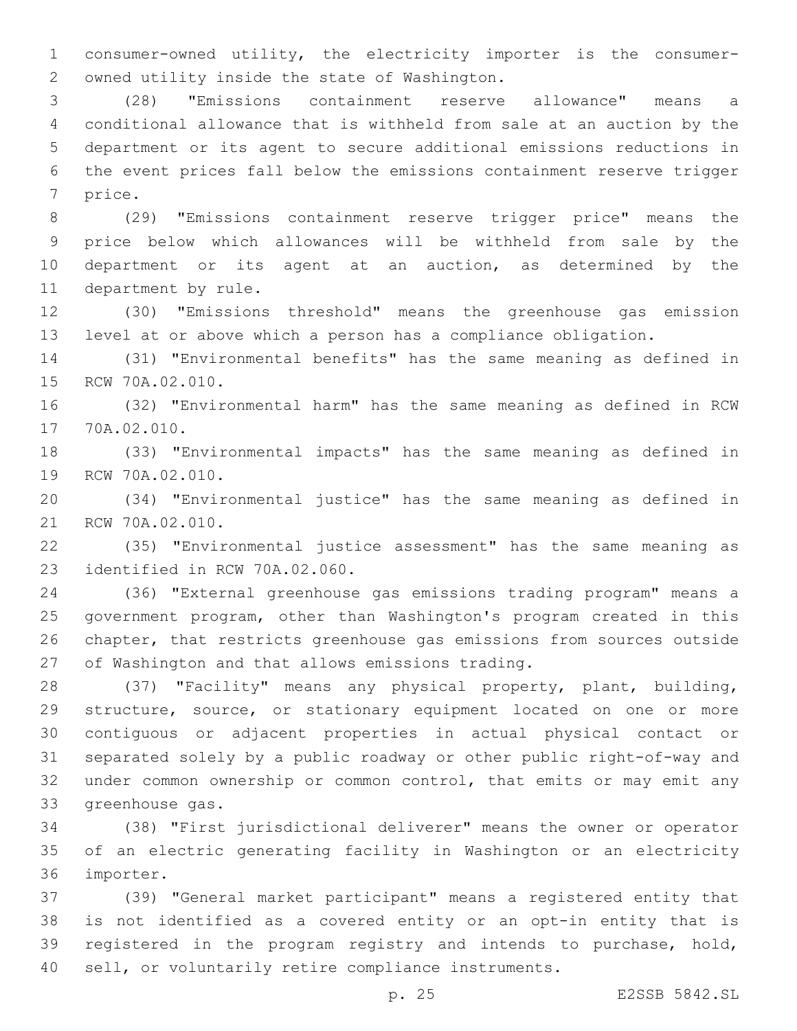consumer-owned utility, the electricity importer is the consumer-owned utility inside the state of Washington.

(28) "Emissions containment reserve allowance" means a conditional allowance that is withheld from sale at an auction by the department or its agent to secure additional emissions reductions in the event prices fall below the emissions containment reserve trigger price.

(29) "Emissions containment reserve trigger price" means the price below which allowances will be withheld from sale by the department or its agent at an auction, as determined by the department by rule.

(30) "Emissions threshold" means the greenhouse gas emission level at or above which a person has a compliance obligation.

(31) "Environmental benefits" has the same meaning as defined in RCW 70A.02.010.

(32) "Environmental harm" has the same meaning as defined in RCW 70A.02.010.

(33) "Environmental impacts" has the same meaning as defined in RCW 70A.02.010.

(34) "Environmental justice" has the same meaning as defined in RCW 70A.02.010.

(35) "Environmental justice assessment" has the same meaning as identified in RCW 70A.02.060.

(36) "External greenhouse gas emissions trading program" means a government program, other than Washington's program created in this chapter, that restricts greenhouse gas emissions from sources outside of Washington and that allows emissions trading.

(37) "Facility" means any physical property, plant, building, structure, source, or stationary equipment located on one or more contiguous or adjacent properties in actual physical contact or separated solely by a public roadway or other public right-of-way and under common ownership or common control, that emits or may emit any greenhouse gas.

(38) "First jurisdictional deliverer" means the owner or operator of an electric generating facility in Washington or an electricity importer.

(39) "General market participant" means a registered entity that is not identified as a covered entity or an opt-in entity that is registered in the program registry and intends to purchase, hold, sell, or voluntarily retire compliance instruments.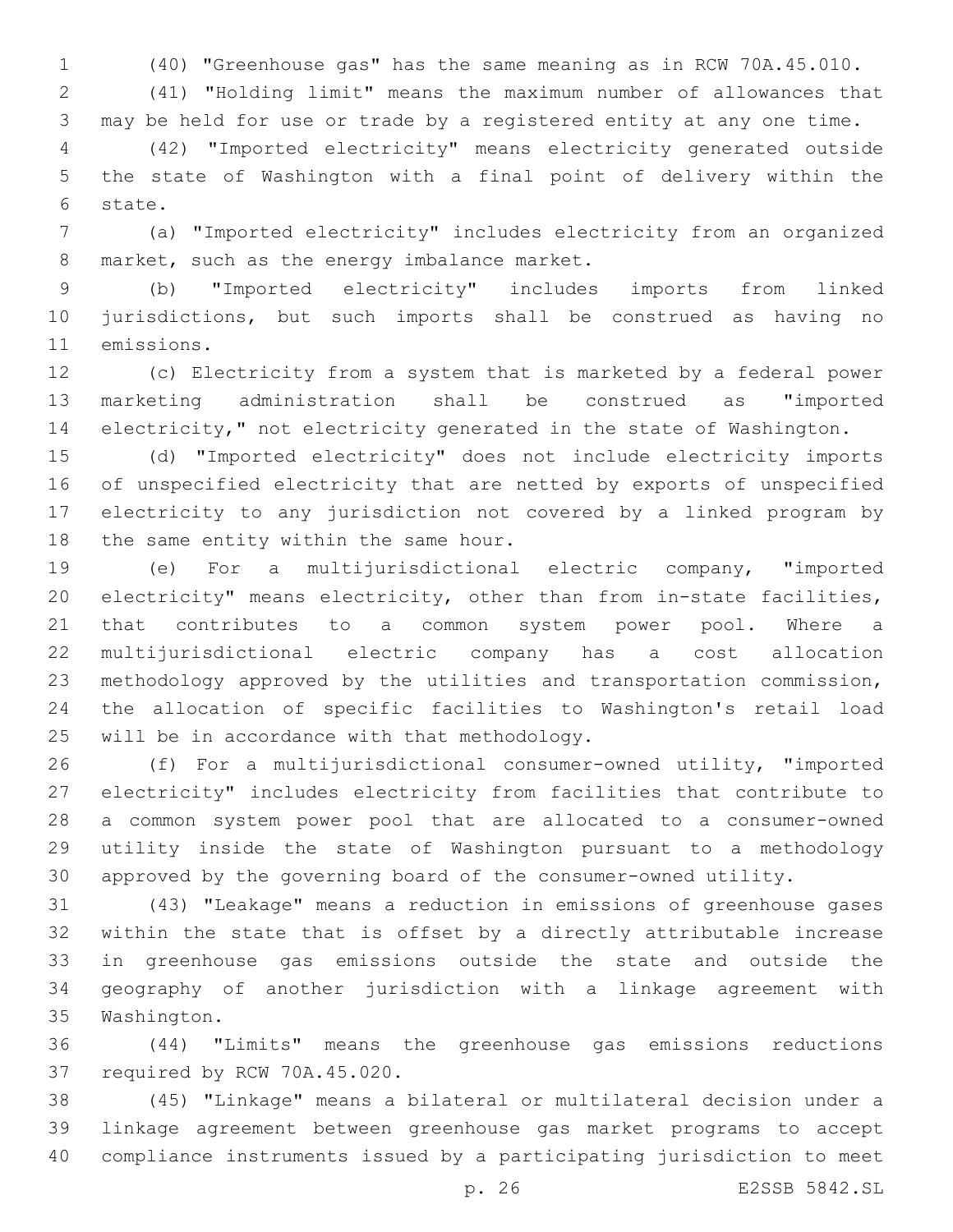(40) "Greenhouse gas" has the same meaning as in RCW 70A.45.010.

(41) "Holding limit" means the maximum number of allowances that may be held for use or trade by a registered entity at any one time.

(42) "Imported electricity" means electricity generated outside the state of Washington with a final point of delivery within the state.

(a) "Imported electricity" includes electricity from an organized market, such as the energy imbalance market.

(b) "Imported electricity" includes imports from linked jurisdictions, but such imports shall be construed as having no emissions.

(c) Electricity from a system that is marketed by a federal power marketing administration shall be construed as "imported electricity," not electricity generated in the state of Washington.

(d) "Imported electricity" does not include electricity imports of unspecified electricity that are netted by exports of unspecified electricity to any jurisdiction not covered by a linked program by the same entity within the same hour.

(e) For a multijurisdictional electric company, "imported electricity" means electricity, other than from in-state facilities, that contributes to a common system power pool. Where a multijurisdictional electric company has a cost allocation methodology approved by the utilities and transportation commission, the allocation of specific facilities to Washington's retail load will be in accordance with that methodology.

(f) For a multijurisdictional consumer-owned utility, "imported electricity" includes electricity from facilities that contribute to a common system power pool that are allocated to a consumer-owned utility inside the state of Washington pursuant to a methodology approved by the governing board of the consumer-owned utility.

(43) "Leakage" means a reduction in emissions of greenhouse gases within the state that is offset by a directly attributable increase in greenhouse gas emissions outside the state and outside the geography of another jurisdiction with a linkage agreement with Washington.

(44) "Limits" means the greenhouse gas emissions reductions required by RCW 70A.45.020.

(45) "Linkage" means a bilateral or multilateral decision under a linkage agreement between greenhouse gas market programs to accept compliance instruments issued by a participating jurisdiction to meet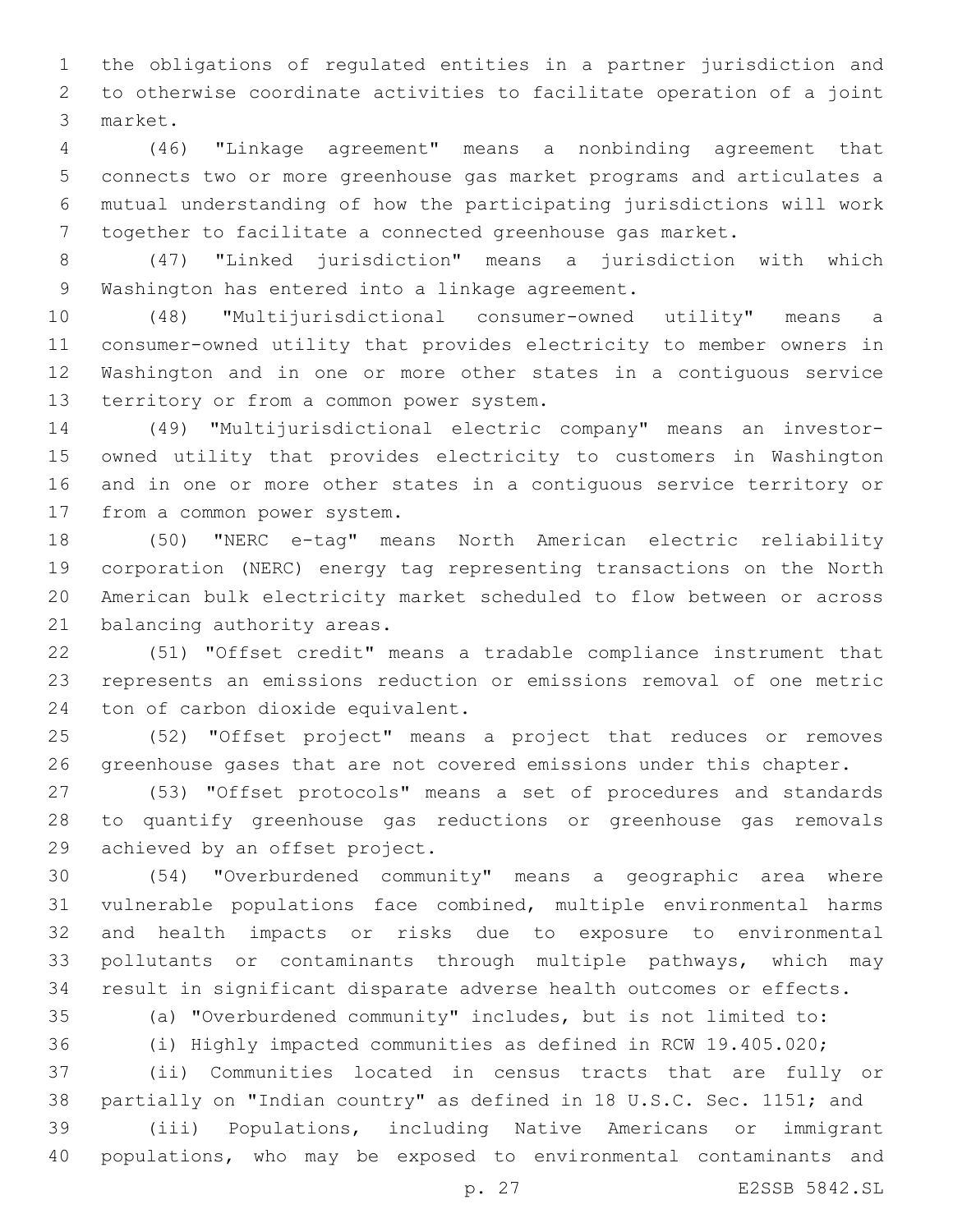the obligations of regulated entities in a partner jurisdiction and to otherwise coordinate activities to facilitate operation of a joint market.

(46) "Linkage agreement" means a nonbinding agreement that connects two or more greenhouse gas market programs and articulates a mutual understanding of how the participating jurisdictions will work together to facilitate a connected greenhouse gas market.

(47) "Linked jurisdiction" means a jurisdiction with which Washington has entered into a linkage agreement.

(48) "Multijurisdictional consumer-owned utility" means a consumer-owned utility that provides electricity to member owners in Washington and in one or more other states in a contiguous service territory or from a common power system.

(49) "Multijurisdictional electric company" means an investor-owned utility that provides electricity to customers in Washington and in one or more other states in a contiguous service territory or from a common power system.

(50) "NERC e-tag" means North American electric reliability corporation (NERC) energy tag representing transactions on the North American bulk electricity market scheduled to flow between or across balancing authority areas.

(51) "Offset credit" means a tradable compliance instrument that represents an emissions reduction or emissions removal of one metric ton of carbon dioxide equivalent.

(52) "Offset project" means a project that reduces or removes greenhouse gases that are not covered emissions under this chapter.

(53) "Offset protocols" means a set of procedures and standards to quantify greenhouse gas reductions or greenhouse gas removals achieved by an offset project.

(54) "Overburdened community" means a geographic area where vulnerable populations face combined, multiple environmental harms and health impacts or risks due to exposure to environmental pollutants or contaminants through multiple pathways, which may result in significant disparate adverse health outcomes or effects.

(a) "Overburdened community" includes, but is not limited to:

(i) Highly impacted communities as defined in RCW 19.405.020;

(ii) Communities located in census tracts that are fully or partially on "Indian country" as defined in 18 U.S.C. Sec. 1151; and

(iii) Populations, including Native Americans or immigrant populations, who may be exposed to environmental contaminants and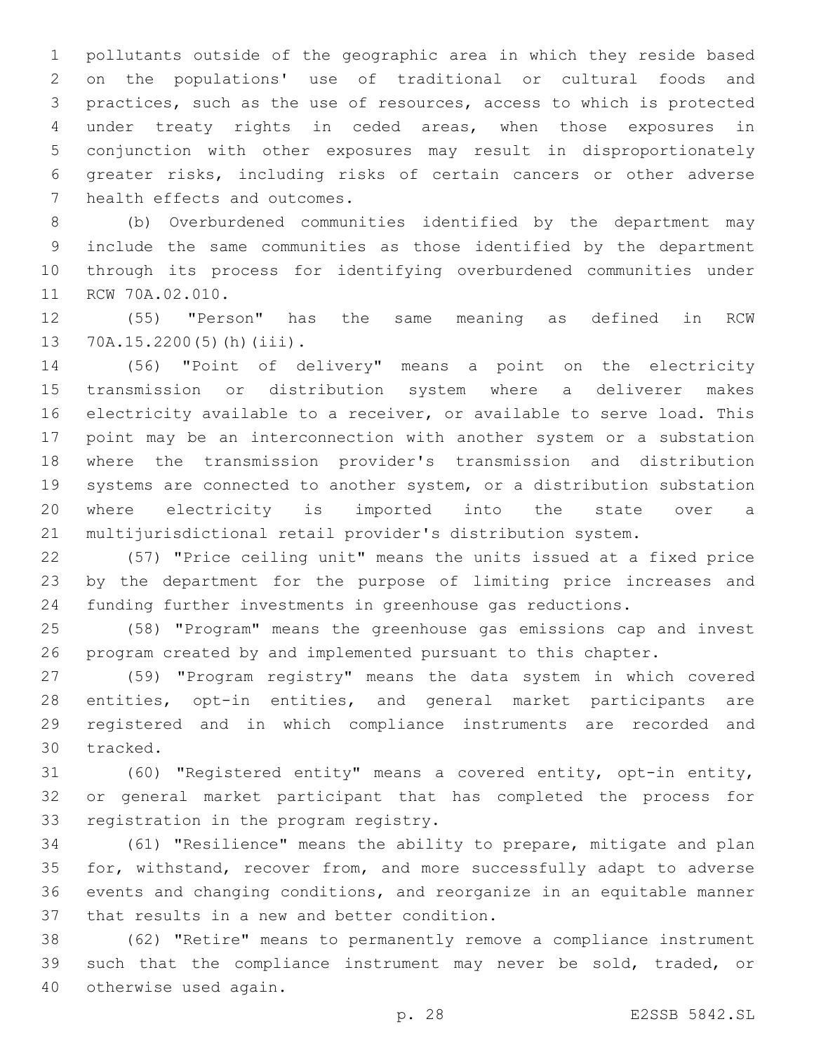pollutants outside of the geographic area in which they reside based on the populations' use of traditional or cultural foods and practices, such as the use of resources, access to which is protected under treaty rights in ceded areas, when those exposures in conjunction with other exposures may result in disproportionately greater risks, including risks of certain cancers or other adverse health effects and outcomes.

(b) Overburdened communities identified by the department may include the same communities as those identified by the department through its process for identifying overburdened communities under RCW 70A.02.010.

(55) "Person" has the same meaning as defined in RCW 70A.15.2200(5)(h)(iii).

(56) "Point of delivery" means a point on the electricity transmission or distribution system where a deliverer makes electricity available to a receiver, or available to serve load. This point may be an interconnection with another system or a substation where the transmission provider's transmission and distribution systems are connected to another system, or a distribution substation where electricity is imported into the state over a multijurisdictional retail provider's distribution system.

(57) "Price ceiling unit" means the units issued at a fixed price by the department for the purpose of limiting price increases and funding further investments in greenhouse gas reductions.

(58) "Program" means the greenhouse gas emissions cap and invest program created by and implemented pursuant to this chapter.

(59) "Program registry" means the data system in which covered entities, opt-in entities, and general market participants are registered and in which compliance instruments are recorded and tracked.

(60) "Registered entity" means a covered entity, opt-in entity, or general market participant that has completed the process for registration in the program registry.

(61) "Resilience" means the ability to prepare, mitigate and plan for, withstand, recover from, and more successfully adapt to adverse events and changing conditions, and reorganize in an equitable manner that results in a new and better condition.

(62) "Retire" means to permanently remove a compliance instrument such that the compliance instrument may never be sold, traded, or otherwise used again.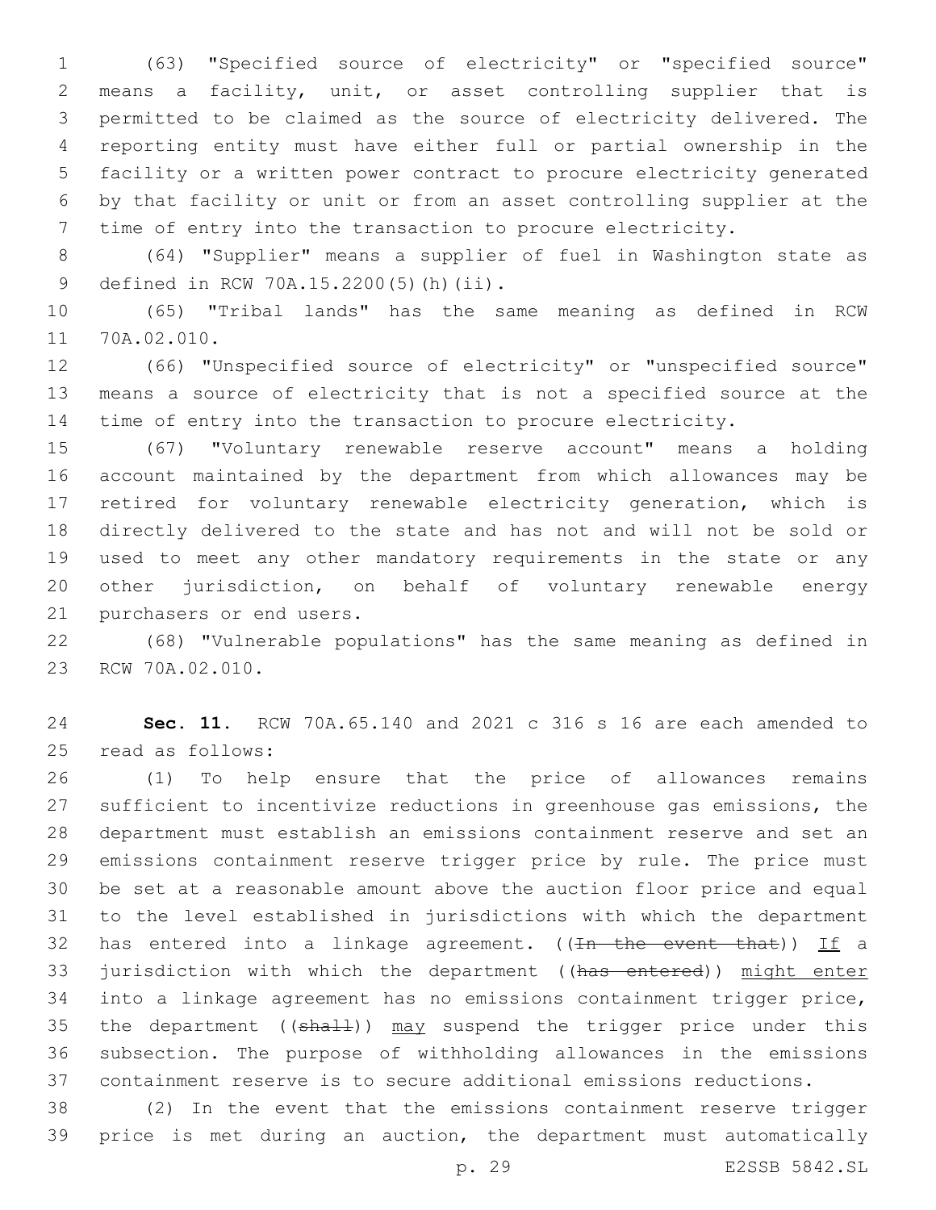(63) "Specified source of electricity" or "specified source" means a facility, unit, or asset controlling supplier that is permitted to be claimed as the source of electricity delivered. The reporting entity must have either full or partial ownership in the facility or a written power contract to procure electricity generated by that facility or unit or from an asset controlling supplier at the time of entry into the transaction to procure electricity.

(64) "Supplier" means a supplier of fuel in Washington state as defined in RCW 70A.15.2200(5)(h)(ii).

(65) "Tribal lands" has the same meaning as defined in RCW 70A.02.010.

(66) "Unspecified source of electricity" or "unspecified source" means a source of electricity that is not a specified source at the time of entry into the transaction to procure electricity.

(67) "Voluntary renewable reserve account" means a holding account maintained by the department from which allowances may be retired for voluntary renewable electricity generation, which is directly delivered to the state and has not and will not be sold or used to meet any other mandatory requirements in the state or any other jurisdiction, on behalf of voluntary renewable energy purchasers or end users.

(68) "Vulnerable populations" has the same meaning as defined in RCW 70A.02.010.

**Sec. 11.** RCW 70A.65.140 and 2021 c 316 s 16 are each amended to read as follows:

(1) To help ensure that the price of allowances remains sufficient to incentivize reductions in greenhouse gas emissions, the department must establish an emissions containment reserve and set an emissions containment reserve trigger price by rule. The price must be set at a reasonable amount above the auction floor price and equal to the level established in jurisdictions with which the department has entered into a linkage agreement. ((~~In the event that~~)) <u>If</u> a jurisdiction with which the department ((~~has entered~~)) <u>might enter</u> into a linkage agreement has no emissions containment trigger price, the department ((~~shall~~)) <u>may</u> suspend the trigger price under this subsection. The purpose of withholding allowances in the emissions containment reserve is to secure additional emissions reductions.

(2) In the event that the emissions containment reserve trigger price is met during an auction, the department must automatically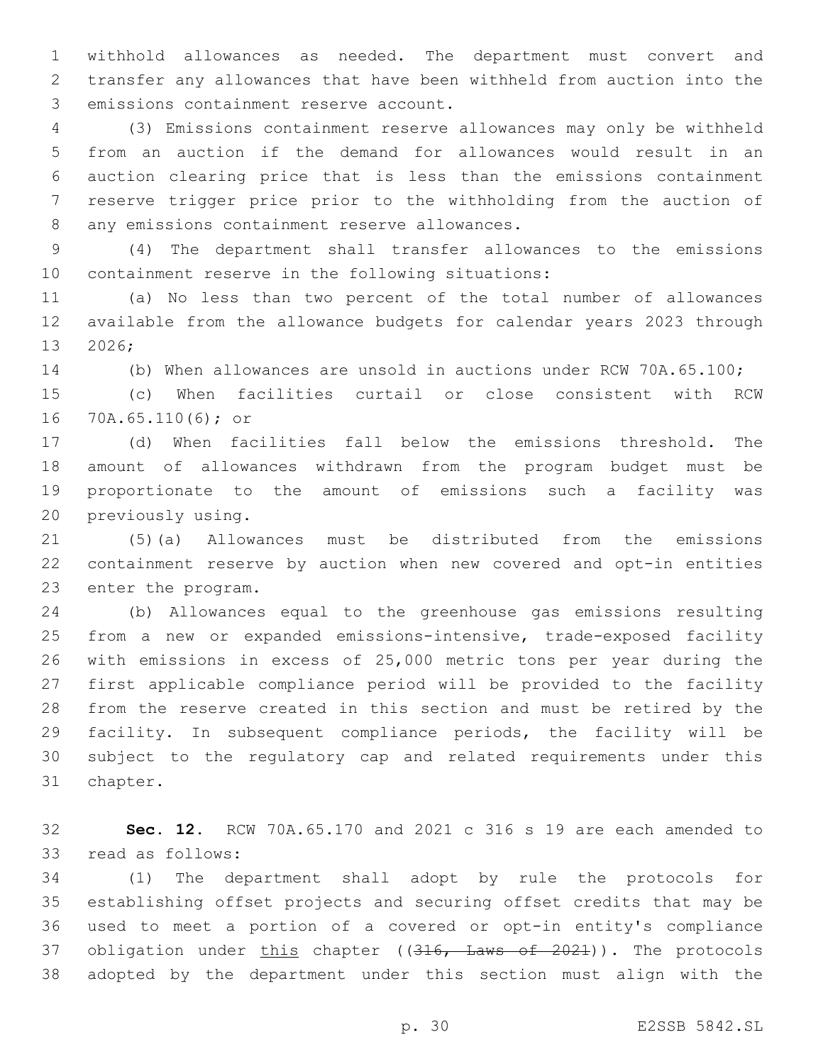withhold allowances as needed. The department must convert and transfer any allowances that have been withheld from auction into the emissions containment reserve account.

(3) Emissions containment reserve allowances may only be withheld from an auction if the demand for allowances would result in an auction clearing price that is less than the emissions containment reserve trigger price prior to the withholding from the auction of any emissions containment reserve allowances.

(4) The department shall transfer allowances to the emissions containment reserve in the following situations:

(a) No less than two percent of the total number of allowances available from the allowance budgets for calendar years 2023 through 2026;

(b) When allowances are unsold in auctions under RCW 70A.65.100;

(c) When facilities curtail or close consistent with RCW 70A.65.110(6); or

(d) When facilities fall below the emissions threshold. The amount of allowances withdrawn from the program budget must be proportionate to the amount of emissions such a facility was previously using.

(5)(a) Allowances must be distributed from the emissions containment reserve by auction when new covered and opt-in entities enter the program.

(b) Allowances equal to the greenhouse gas emissions resulting from a new or expanded emissions-intensive, trade-exposed facility with emissions in excess of 25,000 metric tons per year during the first applicable compliance period will be provided to the facility from the reserve created in this section and must be retired by the facility. In subsequent compliance periods, the facility will be subject to the regulatory cap and related requirements under this chapter.

**Sec. 12.** RCW 70A.65.170 and 2021 c 316 s 19 are each amended to read as follows:

(1) The department shall adopt by rule the protocols for establishing offset projects and securing offset credits that may be used to meet a portion of a covered or opt-in entity's compliance obligation under <u>this</u> chapter ((~~316, Laws of 2021~~)). The protocols adopted by the department under this section must align with the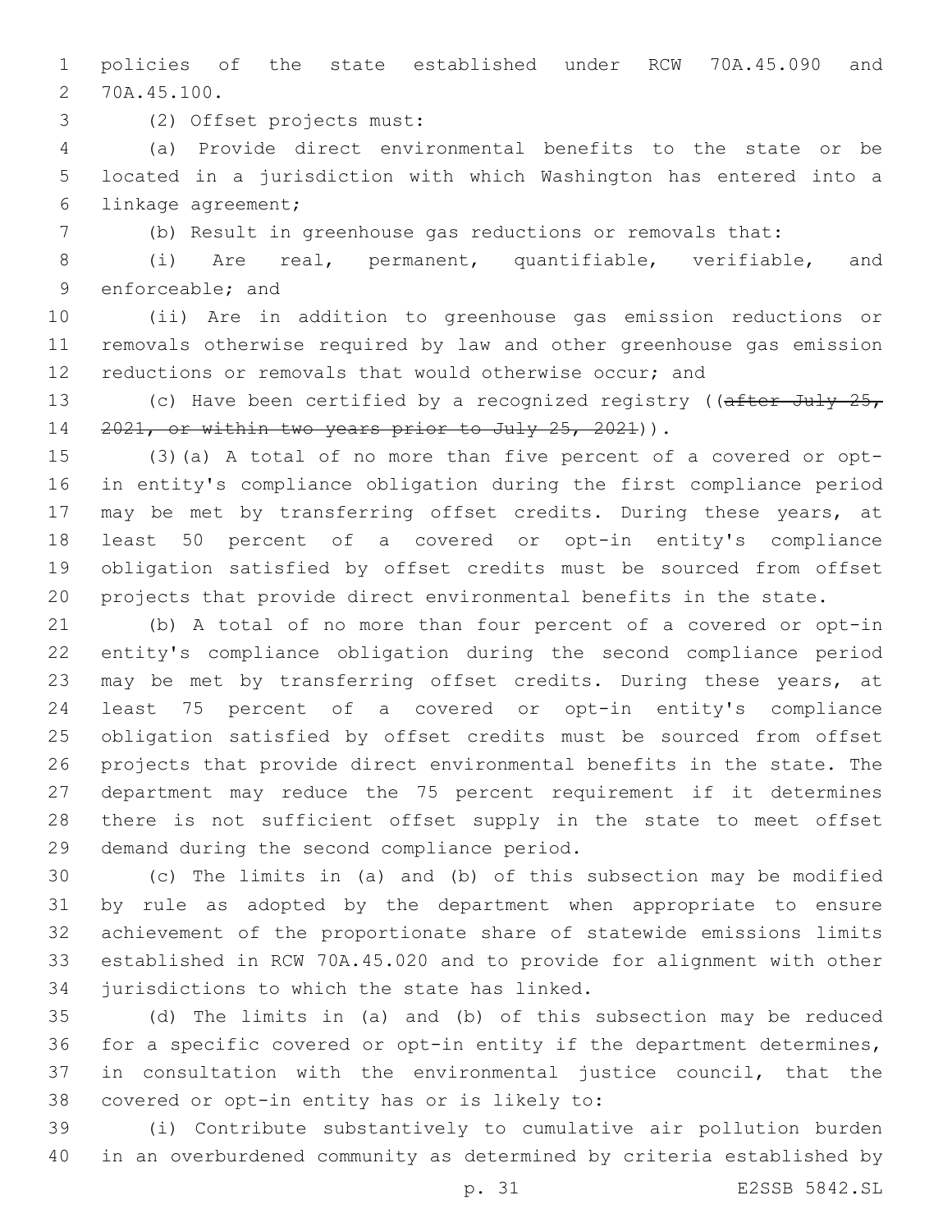policies of the state established under RCW 70A.45.090 and 70A.45.100.

(2) Offset projects must:

(a) Provide direct environmental benefits to the state or be located in a jurisdiction with which Washington has entered into a linkage agreement;

(b) Result in greenhouse gas reductions or removals that:

(i) Are real, permanent, quantifiable, verifiable, and enforceable; and

(ii) Are in addition to greenhouse gas emission reductions or removals otherwise required by law and other greenhouse gas emission reductions or removals that would otherwise occur; and

(c) Have been certified by a recognized registry ((~~after July 25, 2021, or within two years prior to July 25, 2021~~)).

(3)(a) A total of no more than five percent of a covered or opt-in entity's compliance obligation during the first compliance period may be met by transferring offset credits. During these years, at least 50 percent of a covered or opt-in entity's compliance obligation satisfied by offset credits must be sourced from offset projects that provide direct environmental benefits in the state.

(b) A total of no more than four percent of a covered or opt-in entity's compliance obligation during the second compliance period may be met by transferring offset credits. During these years, at least 75 percent of a covered or opt-in entity's compliance obligation satisfied by offset credits must be sourced from offset projects that provide direct environmental benefits in the state. The department may reduce the 75 percent requirement if it determines there is not sufficient offset supply in the state to meet offset demand during the second compliance period.

(c) The limits in (a) and (b) of this subsection may be modified by rule as adopted by the department when appropriate to ensure achievement of the proportionate share of statewide emissions limits established in RCW 70A.45.020 and to provide for alignment with other jurisdictions to which the state has linked.

(d) The limits in (a) and (b) of this subsection may be reduced for a specific covered or opt-in entity if the department determines, in consultation with the environmental justice council, that the covered or opt-in entity has or is likely to:

(i) Contribute substantively to cumulative air pollution burden in an overburdened community as determined by criteria established by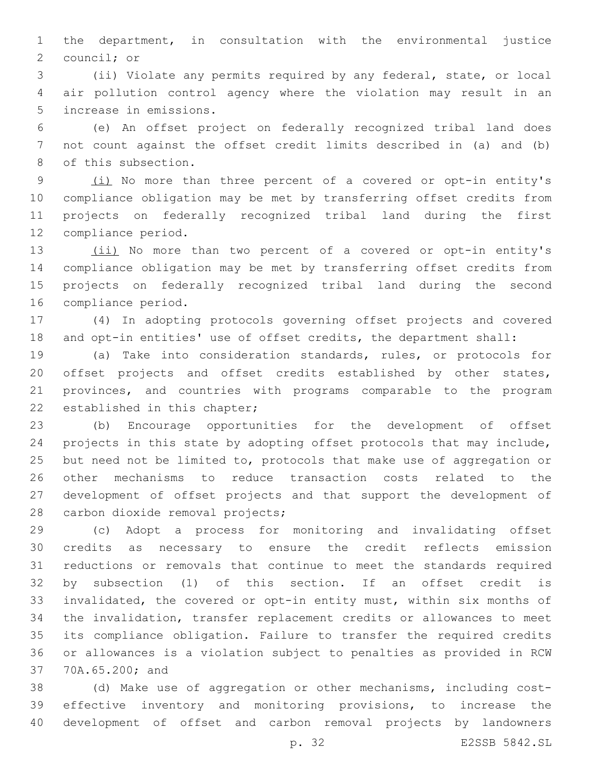the department, in consultation with the environmental justice council; or

(ii) Violate any permits required by any federal, state, or local air pollution control agency where the violation may result in an increase in emissions.

(e) An offset project on federally recognized tribal land does not count against the offset credit limits described in (a) and (b) of this subsection.

(i) No more than three percent of a covered or opt-in entity's compliance obligation may be met by transferring offset credits from projects on federally recognized tribal land during the first compliance period.

(ii) No more than two percent of a covered or opt-in entity's compliance obligation may be met by transferring offset credits from projects on federally recognized tribal land during the second compliance period.

(4) In adopting protocols governing offset projects and covered and opt-in entities' use of offset credits, the department shall:

(a) Take into consideration standards, rules, or protocols for offset projects and offset credits established by other states, provinces, and countries with programs comparable to the program established in this chapter;

(b) Encourage opportunities for the development of offset projects in this state by adopting offset protocols that may include, but need not be limited to, protocols that make use of aggregation or other mechanisms to reduce transaction costs related to the development of offset projects and that support the development of carbon dioxide removal projects;

(c) Adopt a process for monitoring and invalidating offset credits as necessary to ensure the credit reflects emission reductions or removals that continue to meet the standards required by subsection (1) of this section. If an offset credit is invalidated, the covered or opt-in entity must, within six months of the invalidation, transfer replacement credits or allowances to meet its compliance obligation. Failure to transfer the required credits or allowances is a violation subject to penalties as provided in RCW 70A.65.200; and

(d) Make use of aggregation or other mechanisms, including cost-effective inventory and monitoring provisions, to increase the development of offset and carbon removal projects by landowners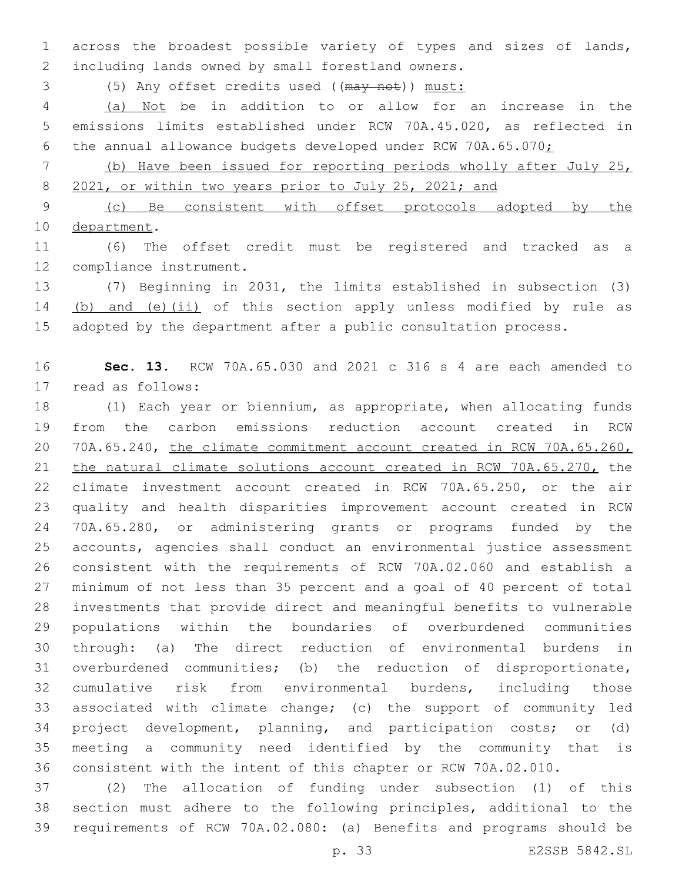across the broadest possible variety of types and sizes of lands, including lands owned by small forestland owners.

(5) Any offset credits used ((~~may not~~)) <u>must:</u>

<u>(a) Not</u> be in addition to or allow for an increase in the emissions limits established under RCW 70A.45.020, as reflected in the annual allowance budgets developed under RCW 70A.65.070<u>;</u>

<u>(b) Have been issued for reporting periods wholly after July 25, 2021, or within two years prior to July 25, 2021; and</u>

<u>(c) Be consistent with offset protocols adopted by the department</u>.

(6) The offset credit must be registered and tracked as a compliance instrument.

(7) Beginning in 2031, the limits established in subsection (3) <u>(b) and (e)(ii)</u> of this section apply unless modified by rule as adopted by the department after a public consultation process.

**Sec. 13.** RCW 70A.65.030 and 2021 c 316 s 4 are each amended to read as follows:

(1) Each year or biennium, as appropriate, when allocating funds from the carbon emissions reduction account created in RCW 70A.65.240, <u>the climate commitment account created in RCW 70A.65.260, the natural climate solutions account created in RCW 70A.65.270,</u> the climate investment account created in RCW 70A.65.250, or the air quality and health disparities improvement account created in RCW 70A.65.280, or administering grants or programs funded by the accounts, agencies shall conduct an environmental justice assessment consistent with the requirements of RCW 70A.02.060 and establish a minimum of not less than 35 percent and a goal of 40 percent of total investments that provide direct and meaningful benefits to vulnerable populations within the boundaries of overburdened communities through: (a) The direct reduction of environmental burdens in overburdened communities; (b) the reduction of disproportionate, cumulative risk from environmental burdens, including those associated with climate change; (c) the support of community led project development, planning, and participation costs; or (d) meeting a community need identified by the community that is consistent with the intent of this chapter or RCW 70A.02.010.

(2) The allocation of funding under subsection (1) of this section must adhere to the following principles, additional to the requirements of RCW 70A.02.080: (a) Benefits and programs should be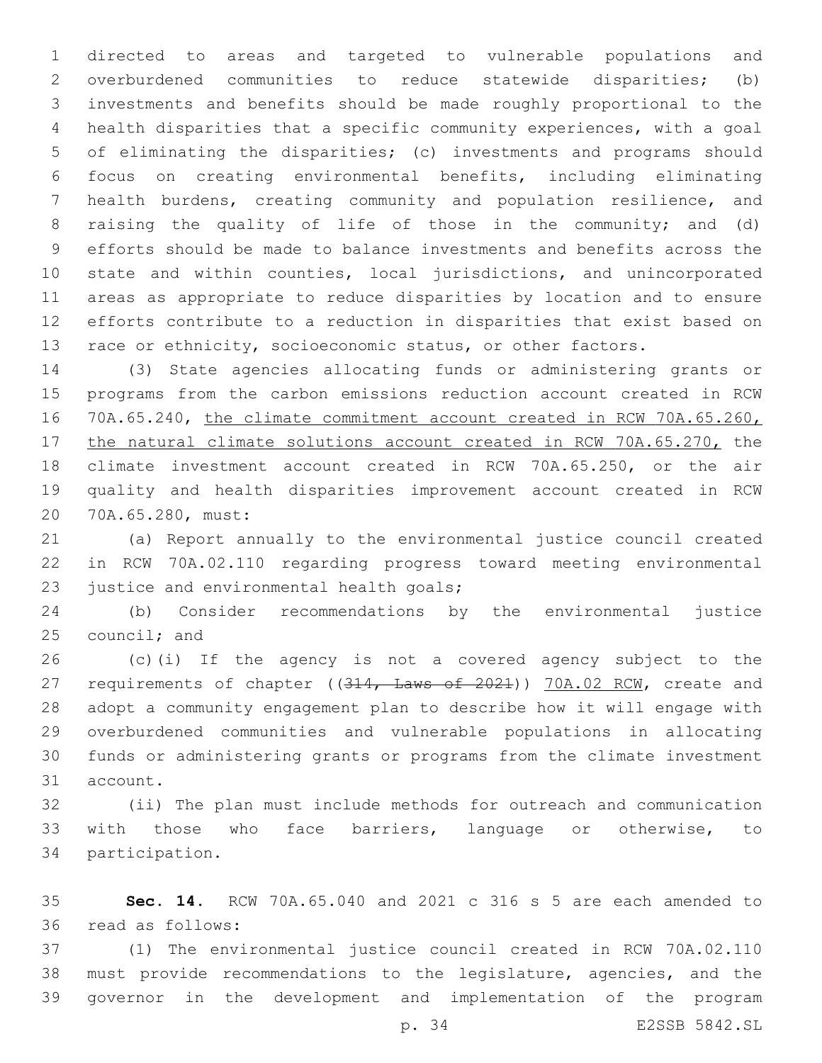directed to areas and targeted to vulnerable populations and overburdened communities to reduce statewide disparities; (b) investments and benefits should be made roughly proportional to the health disparities that a specific community experiences, with a goal of eliminating the disparities; (c) investments and programs should focus on creating environmental benefits, including eliminating health burdens, creating community and population resilience, and raising the quality of life of those in the community; and (d) efforts should be made to balance investments and benefits across the state and within counties, local jurisdictions, and unincorporated areas as appropriate to reduce disparities by location and to ensure efforts contribute to a reduction in disparities that exist based on race or ethnicity, socioeconomic status, or other factors.

(3) State agencies allocating funds or administering grants or programs from the carbon emissions reduction account created in RCW 70A.65.240, <u>the climate commitment account created in RCW 70A.65.260, the natural climate solutions account created in RCW 70A.65.270,</u> the climate investment account created in RCW 70A.65.250, or the air quality and health disparities improvement account created in RCW 70A.65.280, must:

(a) Report annually to the environmental justice council created in RCW 70A.02.110 regarding progress toward meeting environmental justice and environmental health goals;

(b) Consider recommendations by the environmental justice council; and

(c)(i) If the agency is not a covered agency subject to the requirements of chapter ((~~314, Laws of 2021~~)) <u>70A.02 RCW</u>, create and adopt a community engagement plan to describe how it will engage with overburdened communities and vulnerable populations in allocating funds or administering grants or programs from the climate investment account.

(ii) The plan must include methods for outreach and communication with those who face barriers, language or otherwise, to participation.

**Sec. 14.** RCW 70A.65.040 and 2021 c 316 s 5 are each amended to read as follows:

(1) The environmental justice council created in RCW 70A.02.110 must provide recommendations to the legislature, agencies, and the governor in the development and implementation of the program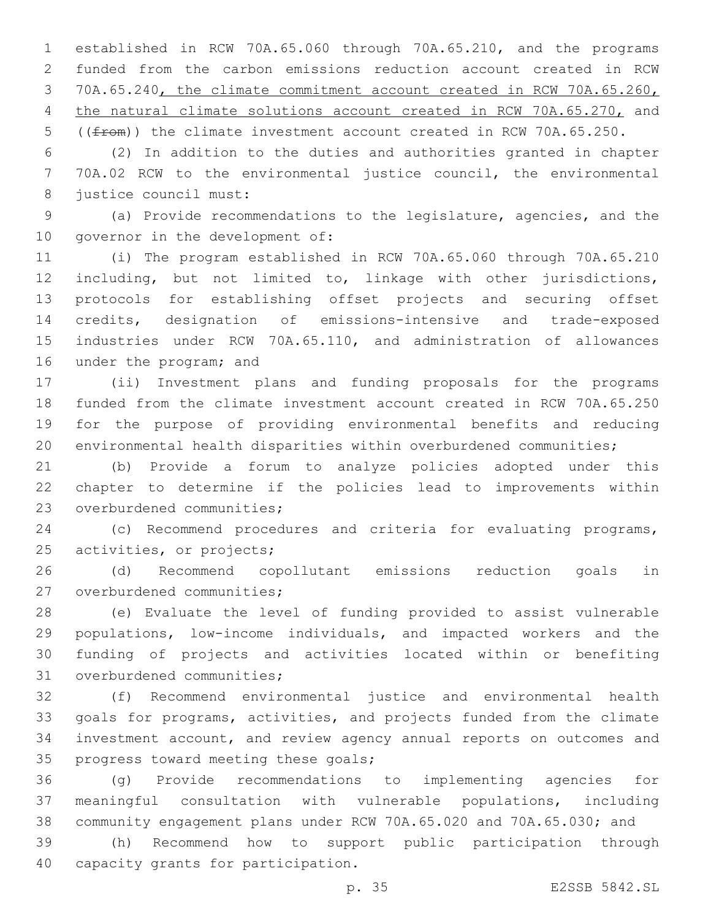established in RCW 70A.65.060 through 70A.65.210, and the programs funded from the carbon emissions reduction account created in RCW 70A.65.240, the climate commitment account created in RCW 70A.65.260, the natural climate solutions account created in RCW 70A.65.270, and ((from)) the climate investment account created in RCW 70A.65.250.

(2) In addition to the duties and authorities granted in chapter 70A.02 RCW to the environmental justice council, the environmental justice council must:

(a) Provide recommendations to the legislature, agencies, and the governor in the development of:

(i) The program established in RCW 70A.65.060 through 70A.65.210 including, but not limited to, linkage with other jurisdictions, protocols for establishing offset projects and securing offset credits, designation of emissions-intensive and trade-exposed industries under RCW 70A.65.110, and administration of allowances under the program; and

(ii) Investment plans and funding proposals for the programs funded from the climate investment account created in RCW 70A.65.250 for the purpose of providing environmental benefits and reducing environmental health disparities within overburdened communities;

(b) Provide a forum to analyze policies adopted under this chapter to determine if the policies lead to improvements within overburdened communities;

(c) Recommend procedures and criteria for evaluating programs, activities, or projects;

(d) Recommend copollutant emissions reduction goals in overburdened communities;

(e) Evaluate the level of funding provided to assist vulnerable populations, low-income individuals, and impacted workers and the funding of projects and activities located within or benefiting overburdened communities;

(f) Recommend environmental justice and environmental health goals for programs, activities, and projects funded from the climate investment account, and review agency annual reports on outcomes and progress toward meeting these goals;

(g) Provide recommendations to implementing agencies for meaningful consultation with vulnerable populations, including community engagement plans under RCW 70A.65.020 and 70A.65.030; and

(h) Recommend how to support public participation through capacity grants for participation.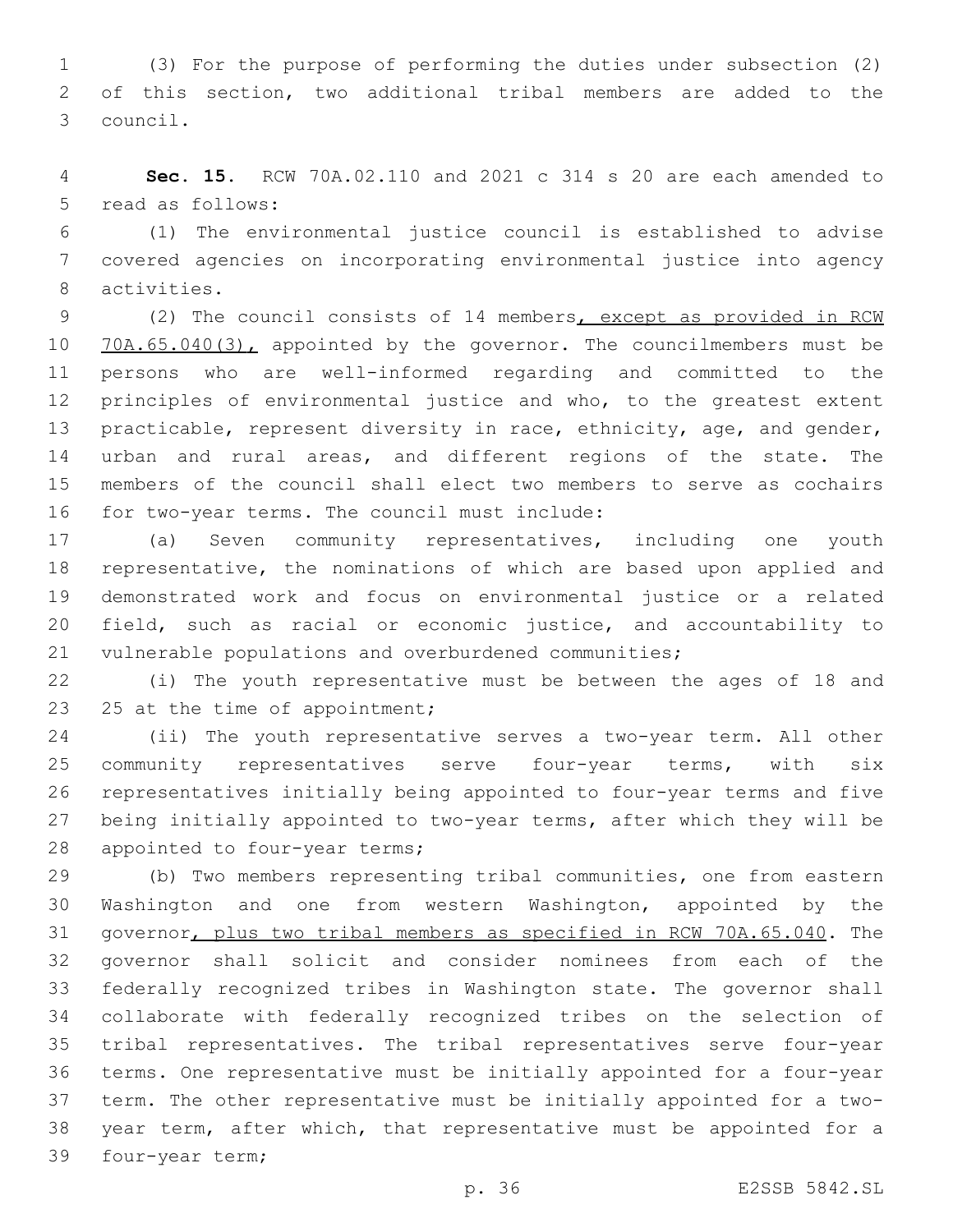(3) For the purpose of performing the duties under subsection (2) of this section, two additional tribal members are added to the council.

**Sec. 15.** RCW 70A.02.110 and 2021 c 314 s 20 are each amended to read as follows:

(1) The environmental justice council is established to advise covered agencies on incorporating environmental justice into agency activities.

(2) The council consists of 14 members, except as provided in RCW 70A.65.040(3), appointed by the governor. The councilmembers must be persons who are well-informed regarding and committed to the principles of environmental justice and who, to the greatest extent practicable, represent diversity in race, ethnicity, age, and gender, urban and rural areas, and different regions of the state. The members of the council shall elect two members to serve as cochairs for two-year terms. The council must include:

(a) Seven community representatives, including one youth representative, the nominations of which are based upon applied and demonstrated work and focus on environmental justice or a related field, such as racial or economic justice, and accountability to vulnerable populations and overburdened communities;

(i) The youth representative must be between the ages of 18 and 25 at the time of appointment;

(ii) The youth representative serves a two-year term. All other community representatives serve four-year terms, with six representatives initially being appointed to four-year terms and five being initially appointed to two-year terms, after which they will be appointed to four-year terms;

(b) Two members representing tribal communities, one from eastern Washington and one from western Washington, appointed by the governor, plus two tribal members as specified in RCW 70A.65.040. The governor shall solicit and consider nominees from each of the federally recognized tribes in Washington state. The governor shall collaborate with federally recognized tribes on the selection of tribal representatives. The tribal representatives serve four-year terms. One representative must be initially appointed for a four-year term. The other representative must be initially appointed for a two-year term, after which, that representative must be appointed for a four-year term;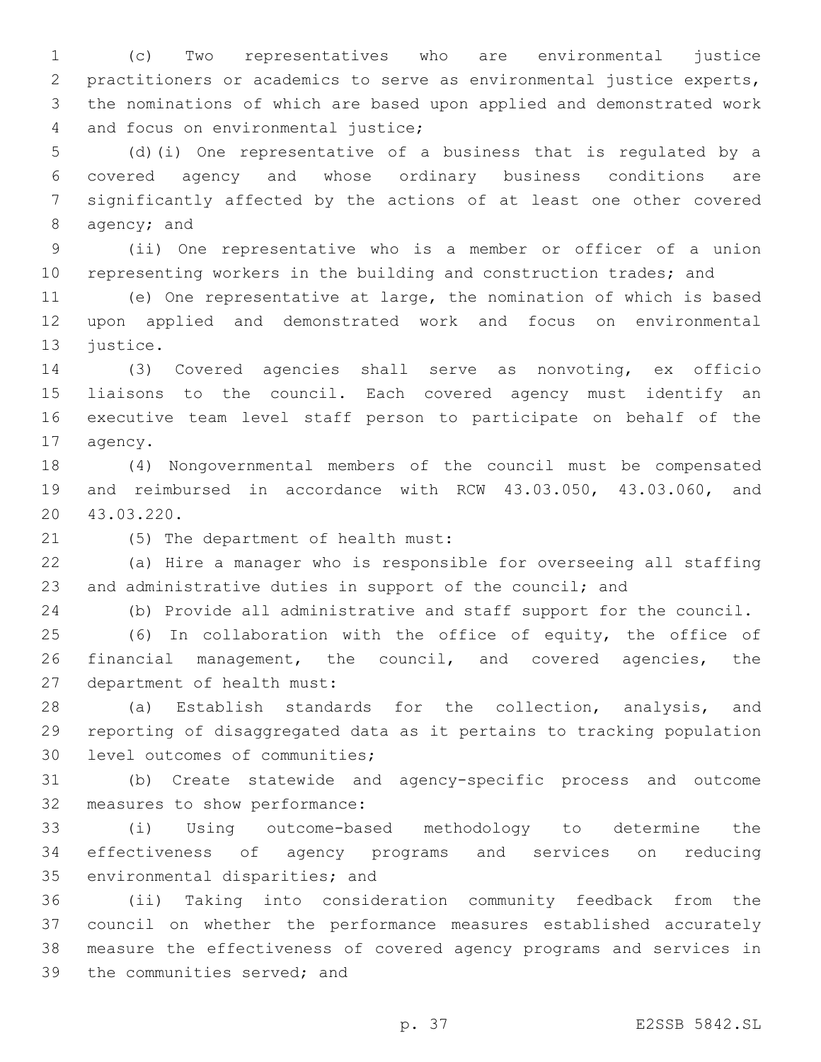(c) Two representatives who are environmental justice practitioners or academics to serve as environmental justice experts, the nominations of which are based upon applied and demonstrated work and focus on environmental justice;

(d)(i) One representative of a business that is regulated by a covered agency and whose ordinary business conditions are significantly affected by the actions of at least one other covered agency; and

(ii) One representative who is a member or officer of a union representing workers in the building and construction trades; and

(e) One representative at large, the nomination of which is based upon applied and demonstrated work and focus on environmental justice.

(3) Covered agencies shall serve as nonvoting, ex officio liaisons to the council. Each covered agency must identify an executive team level staff person to participate on behalf of the agency.

(4) Nongovernmental members of the council must be compensated and reimbursed in accordance with RCW 43.03.050, 43.03.060, and 43.03.220.

(5) The department of health must:

(a) Hire a manager who is responsible for overseeing all staffing and administrative duties in support of the council; and

(b) Provide all administrative and staff support for the council.

(6) In collaboration with the office of equity, the office of financial management, the council, and covered agencies, the department of health must:

(a) Establish standards for the collection, analysis, and reporting of disaggregated data as it pertains to tracking population level outcomes of communities;

(b) Create statewide and agency-specific process and outcome measures to show performance:

(i) Using outcome-based methodology to determine the effectiveness of agency programs and services on reducing environmental disparities; and

(ii) Taking into consideration community feedback from the council on whether the performance measures established accurately measure the effectiveness of covered agency programs and services in the communities served; and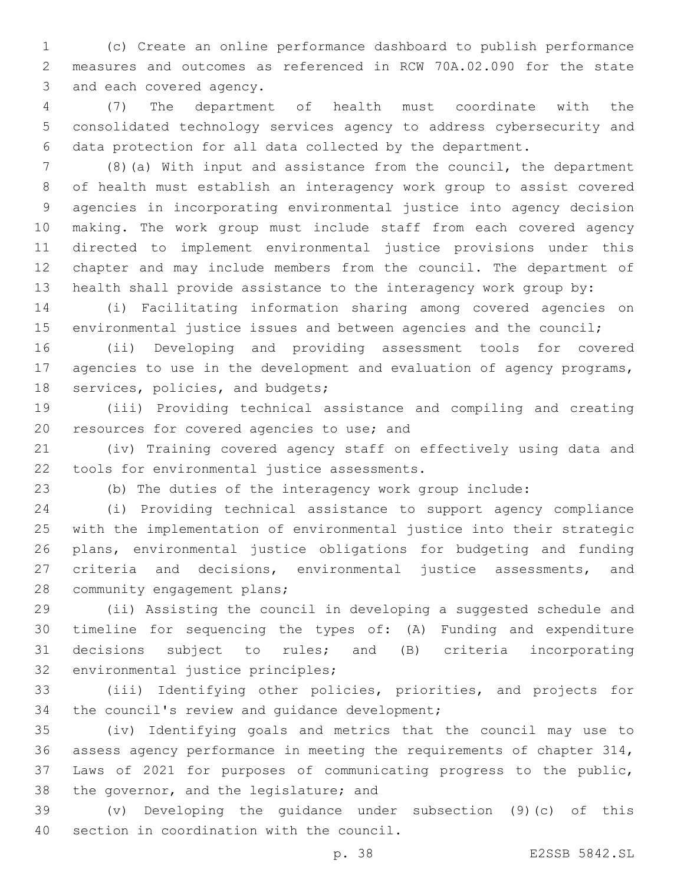(c) Create an online performance dashboard to publish performance measures and outcomes as referenced in RCW 70A.02.090 for the state and each covered agency.

(7) The department of health must coordinate with the consolidated technology services agency to address cybersecurity and data protection for all data collected by the department.

(8)(a) With input and assistance from the council, the department of health must establish an interagency work group to assist covered agencies in incorporating environmental justice into agency decision making. The work group must include staff from each covered agency directed to implement environmental justice provisions under this chapter and may include members from the council. The department of health shall provide assistance to the interagency work group by:

(i) Facilitating information sharing among covered agencies on environmental justice issues and between agencies and the council;

(ii) Developing and providing assessment tools for covered agencies to use in the development and evaluation of agency programs, services, policies, and budgets;

(iii) Providing technical assistance and compiling and creating resources for covered agencies to use; and

(iv) Training covered agency staff on effectively using data and tools for environmental justice assessments.

(b) The duties of the interagency work group include:

(i) Providing technical assistance to support agency compliance with the implementation of environmental justice into their strategic plans, environmental justice obligations for budgeting and funding criteria and decisions, environmental justice assessments, and community engagement plans;

(ii) Assisting the council in developing a suggested schedule and timeline for sequencing the types of: (A) Funding and expenditure decisions subject to rules; and (B) criteria incorporating environmental justice principles;

(iii) Identifying other policies, priorities, and projects for the council's review and guidance development;

(iv) Identifying goals and metrics that the council may use to assess agency performance in meeting the requirements of chapter 314, Laws of 2021 for purposes of communicating progress to the public, the governor, and the legislature; and

(v) Developing the guidance under subsection (9)(c) of this section in coordination with the council.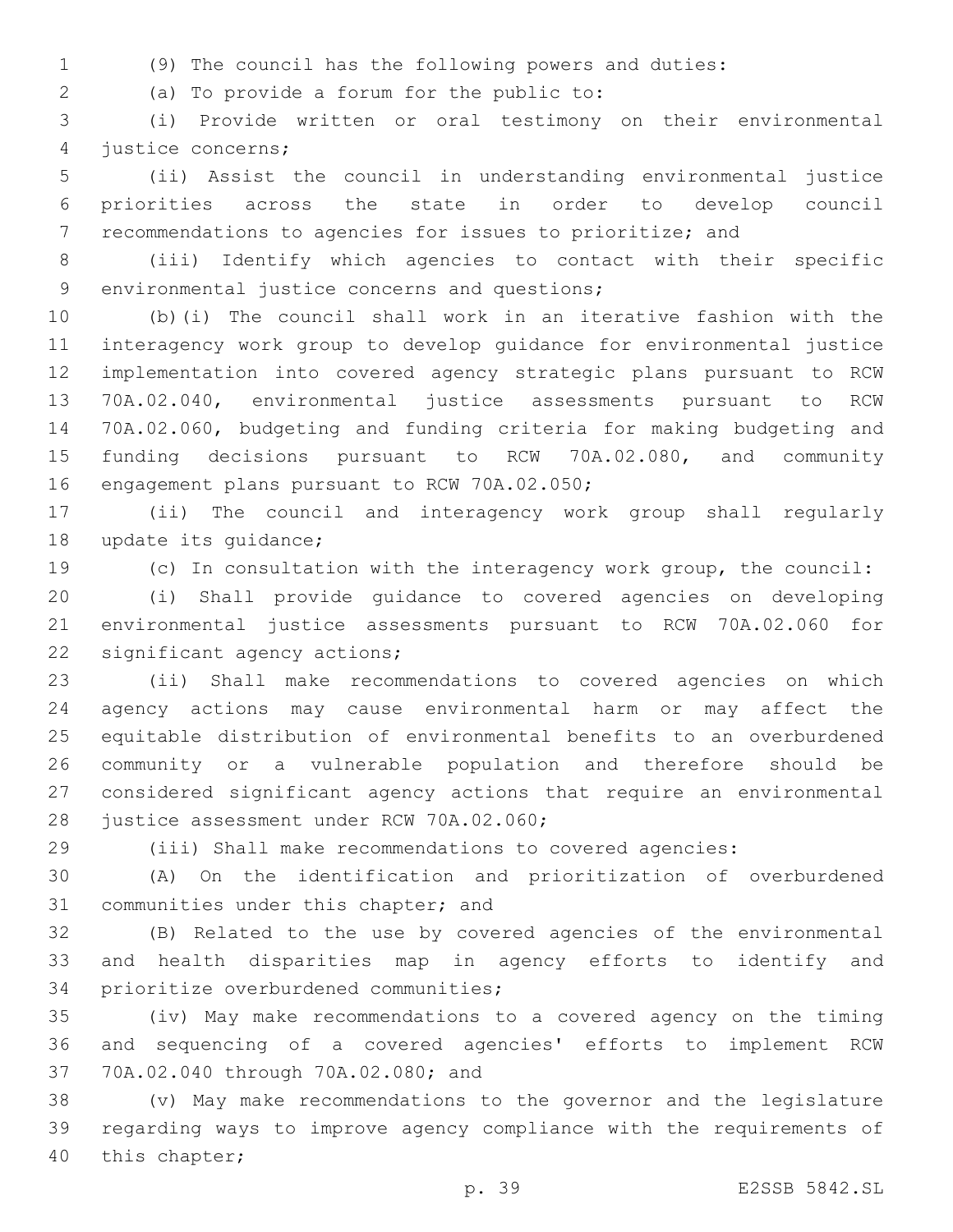(9) The council has the following powers and duties:

(a) To provide a forum for the public to:

(i) Provide written or oral testimony on their environmental justice concerns;

(ii) Assist the council in understanding environmental justice priorities across the state in order to develop council recommendations to agencies for issues to prioritize; and

(iii) Identify which agencies to contact with their specific environmental justice concerns and questions;

(b)(i) The council shall work in an iterative fashion with the interagency work group to develop guidance for environmental justice implementation into covered agency strategic plans pursuant to RCW 70A.02.040, environmental justice assessments pursuant to RCW 70A.02.060, budgeting and funding criteria for making budgeting and funding decisions pursuant to RCW 70A.02.080, and community engagement plans pursuant to RCW 70A.02.050;

(ii) The council and interagency work group shall regularly update its guidance;

(c) In consultation with the interagency work group, the council:

(i) Shall provide guidance to covered agencies on developing environmental justice assessments pursuant to RCW 70A.02.060 for significant agency actions;

(ii) Shall make recommendations to covered agencies on which agency actions may cause environmental harm or may affect the equitable distribution of environmental benefits to an overburdened community or a vulnerable population and therefore should be considered significant agency actions that require an environmental justice assessment under RCW 70A.02.060;

(iii) Shall make recommendations to covered agencies:

(A) On the identification and prioritization of overburdened communities under this chapter; and

(B) Related to the use by covered agencies of the environmental and health disparities map in agency efforts to identify and prioritize overburdened communities;

(iv) May make recommendations to a covered agency on the timing and sequencing of a covered agencies' efforts to implement RCW 70A.02.040 through 70A.02.080; and

(v) May make recommendations to the governor and the legislature regarding ways to improve agency compliance with the requirements of this chapter;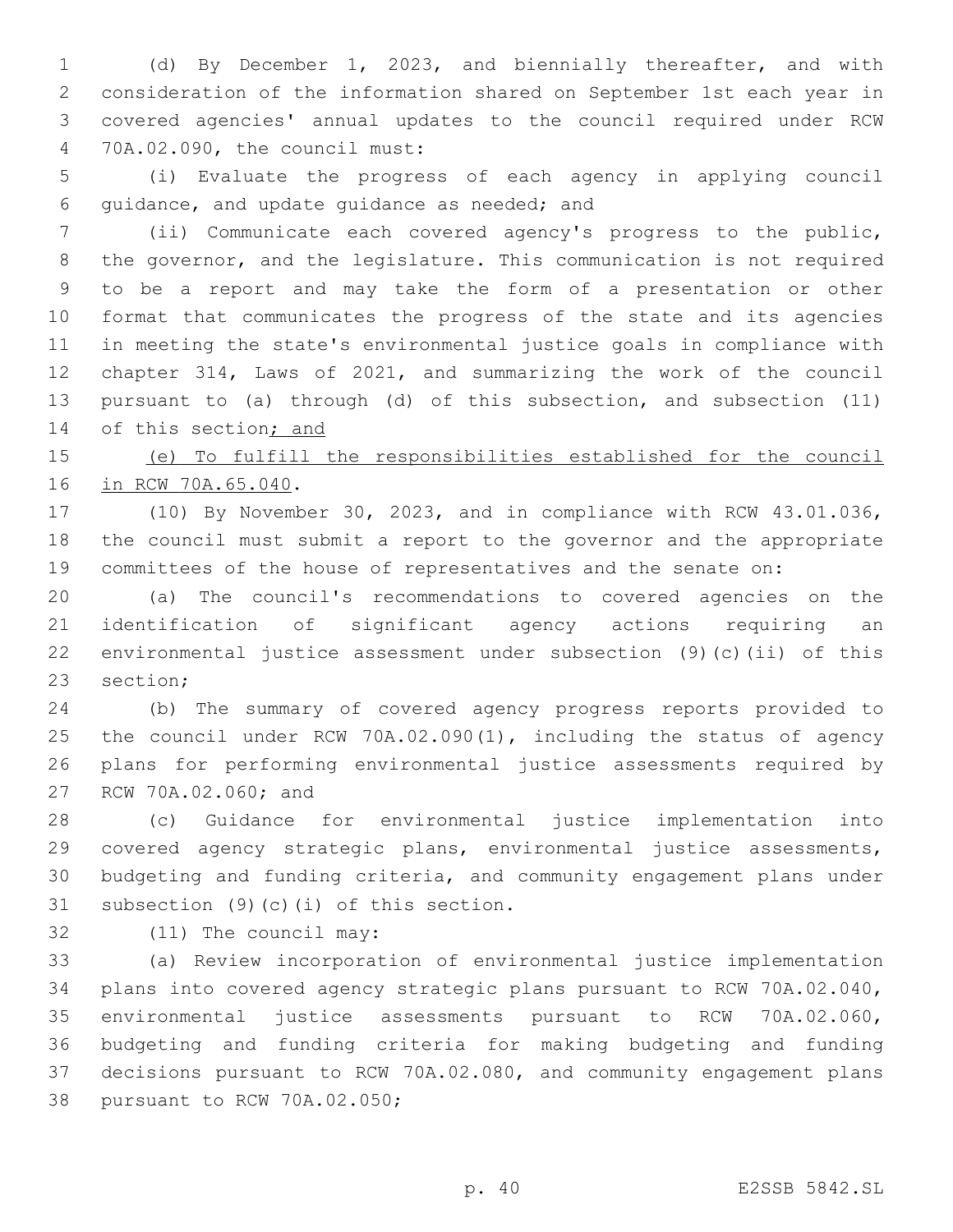(d) By December 1, 2023, and biennially thereafter, and with consideration of the information shared on September 1st each year in covered agencies' annual updates to the council required under RCW 70A.02.090, the council must:

(i) Evaluate the progress of each agency in applying council guidance, and update guidance as needed; and

(ii) Communicate each covered agency's progress to the public, the governor, and the legislature. This communication is not required to be a report and may take the form of a presentation or other format that communicates the progress of the state and its agencies in meeting the state's environmental justice goals in compliance with chapter 314, Laws of 2021, and summarizing the work of the council pursuant to (a) through (d) of this subsection, and subsection (11) of this section; and

(e) To fulfill the responsibilities established for the council in RCW 70A.65.040.

(10) By November 30, 2023, and in compliance with RCW 43.01.036, the council must submit a report to the governor and the appropriate committees of the house of representatives and the senate on:

(a) The council's recommendations to covered agencies on the identification of significant agency actions requiring an environmental justice assessment under subsection (9)(c)(ii) of this section;

(b) The summary of covered agency progress reports provided to the council under RCW 70A.02.090(1), including the status of agency plans for performing environmental justice assessments required by RCW 70A.02.060; and

(c) Guidance for environmental justice implementation into covered agency strategic plans, environmental justice assessments, budgeting and funding criteria, and community engagement plans under subsection (9)(c)(i) of this section.

(11) The council may:

(a) Review incorporation of environmental justice implementation plans into covered agency strategic plans pursuant to RCW 70A.02.040, environmental justice assessments pursuant to RCW 70A.02.060, budgeting and funding criteria for making budgeting and funding decisions pursuant to RCW 70A.02.080, and community engagement plans pursuant to RCW 70A.02.050;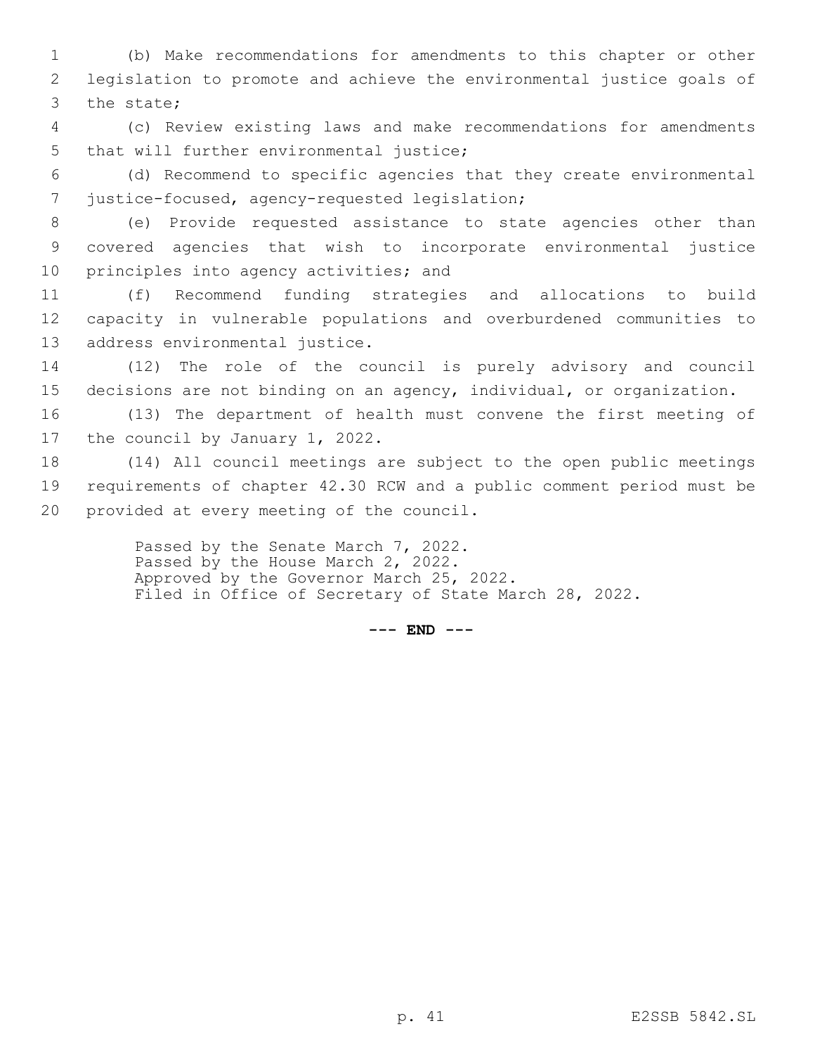(b) Make recommendations for amendments to this chapter or other legislation to promote and achieve the environmental justice goals of the state;

(c) Review existing laws and make recommendations for amendments that will further environmental justice;

(d) Recommend to specific agencies that they create environmental justice-focused, agency-requested legislation;

(e) Provide requested assistance to state agencies other than covered agencies that wish to incorporate environmental justice principles into agency activities; and

(f) Recommend funding strategies and allocations to build capacity in vulnerable populations and overburdened communities to address environmental justice.

(12) The role of the council is purely advisory and council decisions are not binding on an agency, individual, or organization.

(13) The department of health must convene the first meeting of the council by January 1, 2022.

(14) All council meetings are subject to the open public meetings requirements of chapter 42.30 RCW and a public comment period must be provided at every meeting of the council.

Passed by the Senate March 7, 2022.
Passed by the House March 2, 2022.
Approved by the Governor March 25, 2022.
Filed in Office of Secretary of State March 28, 2022.

**--- END ---**